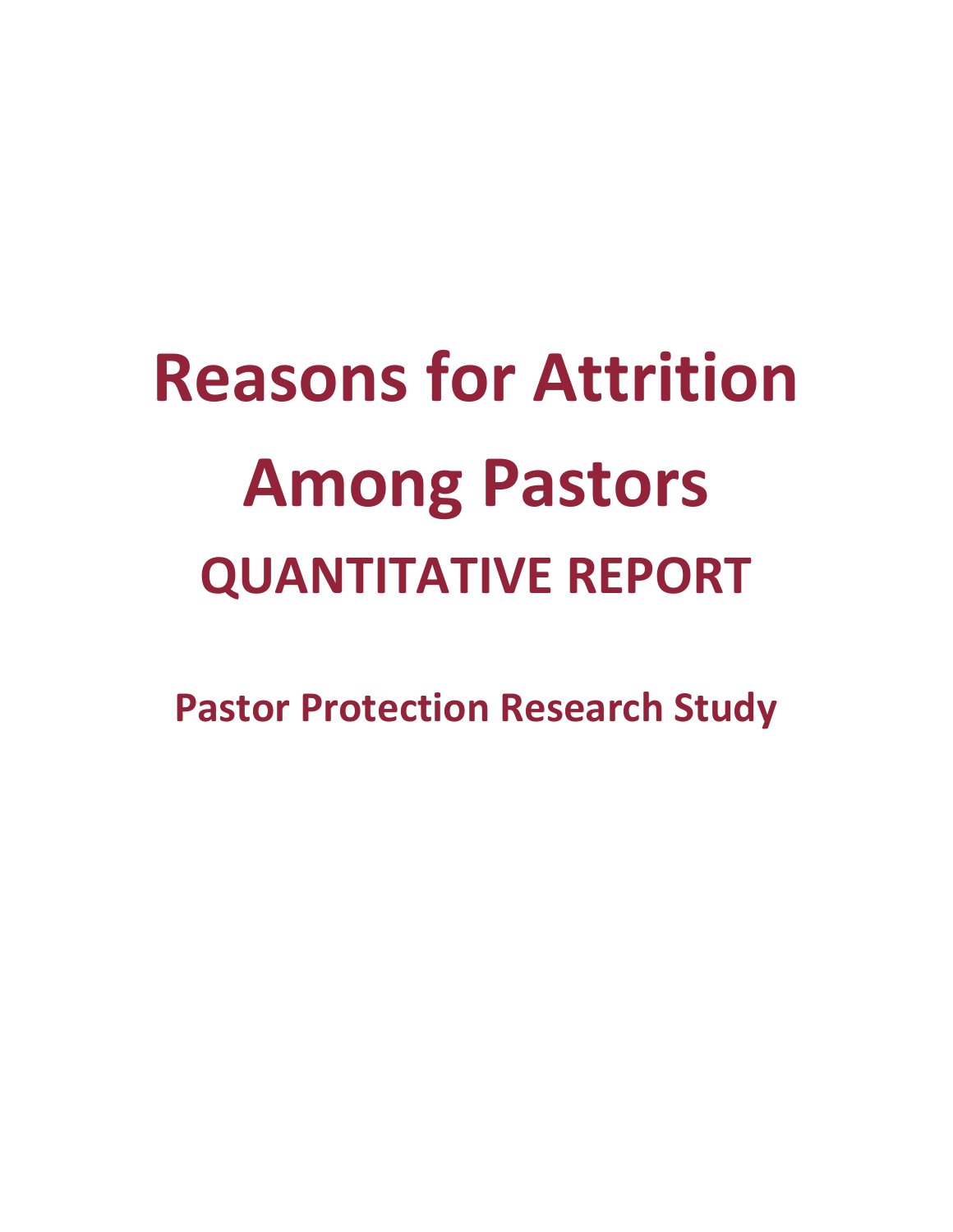# Reasons for Attrition Among Pastors

## QUANTITATIVE REPORT

### Pastor Protection Research Study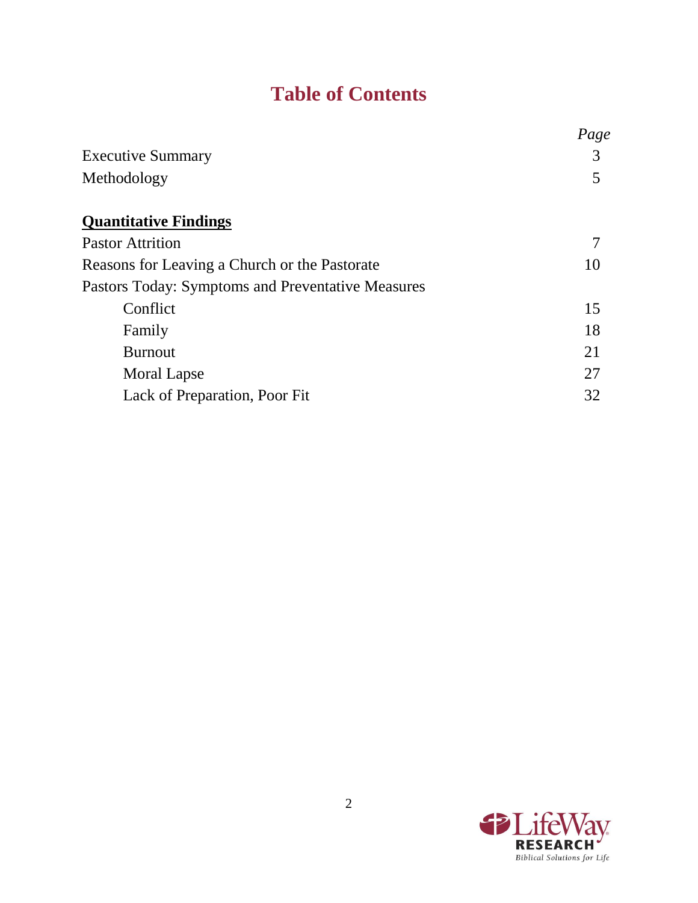# Table of Contents

| | Page |
|---|---|
| Executive Summary | 3 |
| Methodology | 5 |
| **Quantitative Findings** | |
| Pastor Attrition | 7 |
| Reasons for Leaving a Church or the Pastorate | 10 |
| Pastors Today: Symptoms and Preventative Measures | |
| Conflict | 15 |
| Family | 18 |
| Burnout | 21 |
| Moral Lapse | 27 |
| Lack of Preparation, Poor Fit | 32 |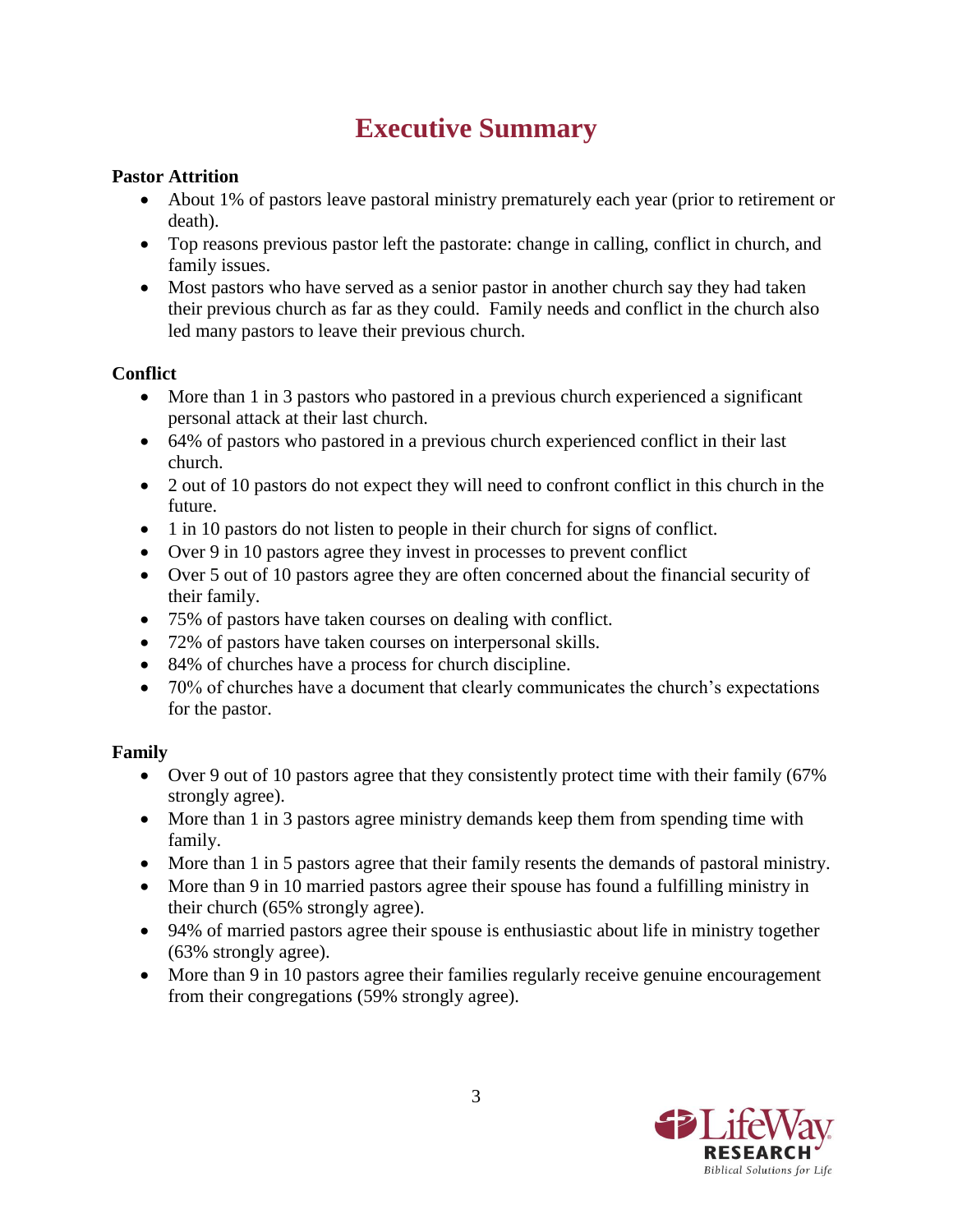# Executive Summary

**Pastor Attrition**

- About 1% of pastors leave pastoral ministry prematurely each year (prior to retirement or death).
- Top reasons previous pastor left the pastorate: change in calling, conflict in church, and family issues.
- Most pastors who have served as a senior pastor in another church say they had taken their previous church as far as they could. Family needs and conflict in the church also led many pastors to leave their previous church.

**Conflict**

- More than 1 in 3 pastors who pastored in a previous church experienced a significant personal attack at their last church.
- 64% of pastors who pastored in a previous church experienced conflict in their last church.
- 2 out of 10 pastors do not expect they will need to confront conflict in this church in the future.
- 1 in 10 pastors do not listen to people in their church for signs of conflict.
- Over 9 in 10 pastors agree they invest in processes to prevent conflict
- Over 5 out of 10 pastors agree they are often concerned about the financial security of their family.
- 75% of pastors have taken courses on dealing with conflict.
- 72% of pastors have taken courses on interpersonal skills.
- 84% of churches have a process for church discipline.
- 70% of churches have a document that clearly communicates the church's expectations for the pastor.

**Family**

- Over 9 out of 10 pastors agree that they consistently protect time with their family (67% strongly agree).
- More than 1 in 3 pastors agree ministry demands keep them from spending time with family.
- More than 1 in 5 pastors agree that their family resents the demands of pastoral ministry.
- More than 9 in 10 married pastors agree their spouse has found a fulfilling ministry in their church (65% strongly agree).
- 94% of married pastors agree their spouse is enthusiastic about life in ministry together (63% strongly agree).
- More than 9 in 10 pastors agree their families regularly receive genuine encouragement from their congregations (59% strongly agree).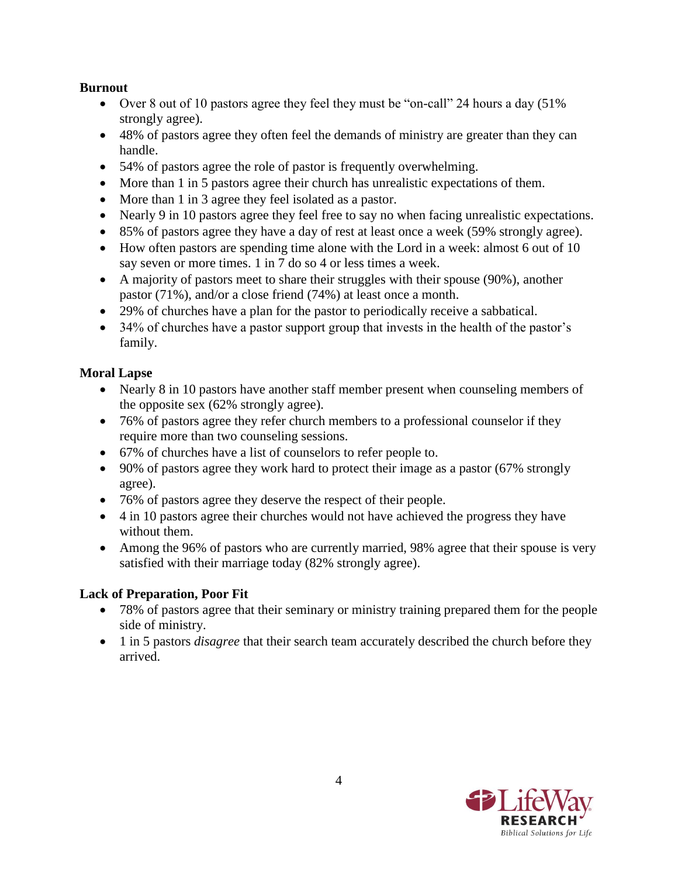**Burnout**

- Over 8 out of 10 pastors agree they feel they must be "on-call" 24 hours a day (51% strongly agree).
- 48% of pastors agree they often feel the demands of ministry are greater than they can handle.
- 54% of pastors agree the role of pastor is frequently overwhelming.
- More than 1 in 5 pastors agree their church has unrealistic expectations of them.
- More than 1 in 3 agree they feel isolated as a pastor.
- Nearly 9 in 10 pastors agree they feel free to say no when facing unrealistic expectations.
- 85% of pastors agree they have a day of rest at least once a week (59% strongly agree).
- How often pastors are spending time alone with the Lord in a week: almost 6 out of 10 say seven or more times. 1 in 7 do so 4 or less times a week.
- A majority of pastors meet to share their struggles with their spouse (90%), another pastor (71%), and/or a close friend (74%) at least once a month.
- 29% of churches have a plan for the pastor to periodically receive a sabbatical.
- 34% of churches have a pastor support group that invests in the health of the pastor's family.

**Moral Lapse**

- Nearly 8 in 10 pastors have another staff member present when counseling members of the opposite sex (62% strongly agree).
- 76% of pastors agree they refer church members to a professional counselor if they require more than two counseling sessions.
- 67% of churches have a list of counselors to refer people to.
- 90% of pastors agree they work hard to protect their image as a pastor (67% strongly agree).
- 76% of pastors agree they deserve the respect of their people.
- 4 in 10 pastors agree their churches would not have achieved the progress they have without them.
- Among the 96% of pastors who are currently married, 98% agree that their spouse is very satisfied with their marriage today (82% strongly agree).

**Lack of Preparation, Poor Fit**

- 78% of pastors agree that their seminary or ministry training prepared them for the people side of ministry.
- 1 in 5 pastors *disagree* that their search team accurately described the church before they arrived.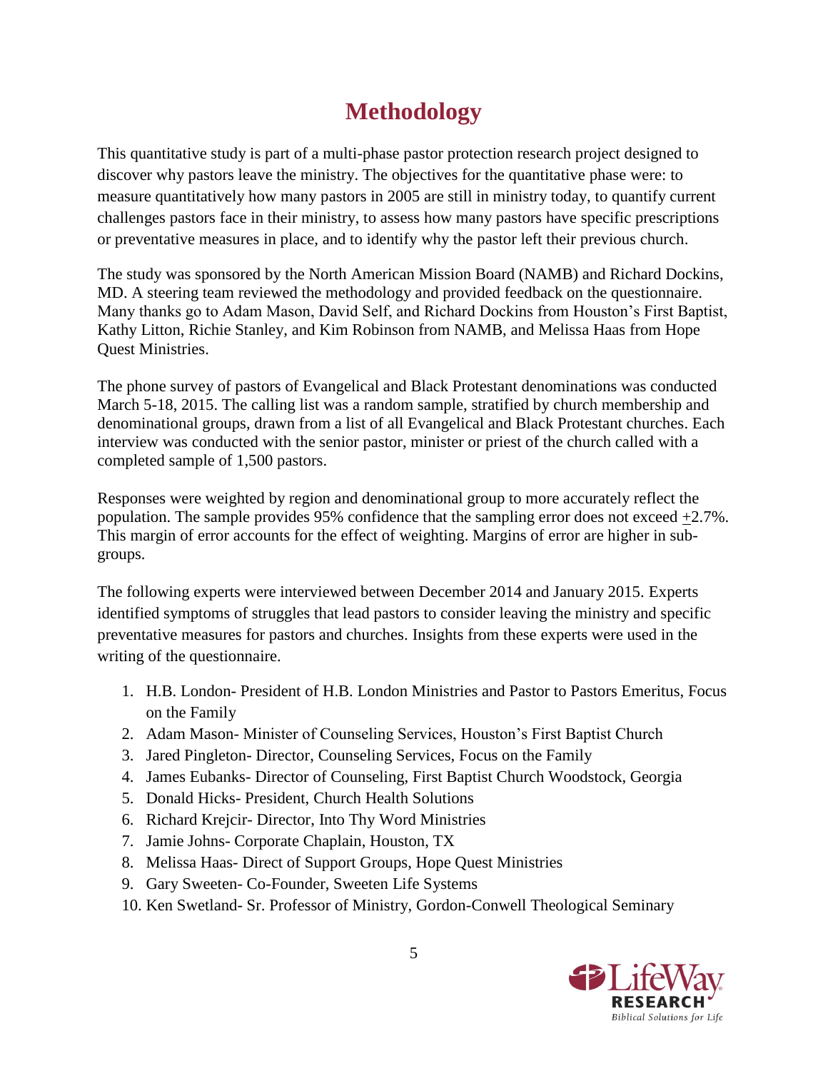# Methodology

This quantitative study is part of a multi-phase pastor protection research project designed to discover why pastors leave the ministry. The objectives for the quantitative phase were: to measure quantitatively how many pastors in 2005 are still in ministry today, to quantify current challenges pastors face in their ministry, to assess how many pastors have specific prescriptions or preventative measures in place, and to identify why the pastor left their previous church.

The study was sponsored by the North American Mission Board (NAMB) and Richard Dockins, MD. A steering team reviewed the methodology and provided feedback on the questionnaire. Many thanks go to Adam Mason, David Self, and Richard Dockins from Houston's First Baptist, Kathy Litton, Richie Stanley, and Kim Robinson from NAMB, and Melissa Haas from Hope Quest Ministries.

The phone survey of pastors of Evangelical and Black Protestant denominations was conducted March 5-18, 2015. The calling list was a random sample, stratified by church membership and denominational groups, drawn from a list of all Evangelical and Black Protestant churches. Each interview was conducted with the senior pastor, minister or priest of the church called with a completed sample of 1,500 pastors.

Responses were weighted by region and denominational group to more accurately reflect the population. The sample provides 95% confidence that the sampling error does not exceed ±2.7%. This margin of error accounts for the effect of weighting. Margins of error are higher in sub-groups.

The following experts were interviewed between December 2014 and January 2015. Experts identified symptoms of struggles that lead pastors to consider leaving the ministry and specific preventative measures for pastors and churches. Insights from these experts were used in the writing of the questionnaire.

1. H.B. London- President of H.B. London Ministries and Pastor to Pastors Emeritus, Focus on the Family
2. Adam Mason- Minister of Counseling Services, Houston's First Baptist Church
3. Jared Pingleton- Director, Counseling Services, Focus on the Family
4. James Eubanks- Director of Counseling, First Baptist Church Woodstock, Georgia
5. Donald Hicks- President, Church Health Solutions
6. Richard Krejcir- Director, Into Thy Word Ministries
7. Jamie Johns- Corporate Chaplain, Houston, TX
8. Melissa Haas- Direct of Support Groups, Hope Quest Ministries
9. Gary Sweeten- Co-Founder, Sweeten Life Systems
10. Ken Swetland- Sr. Professor of Ministry, Gordon-Conwell Theological Seminary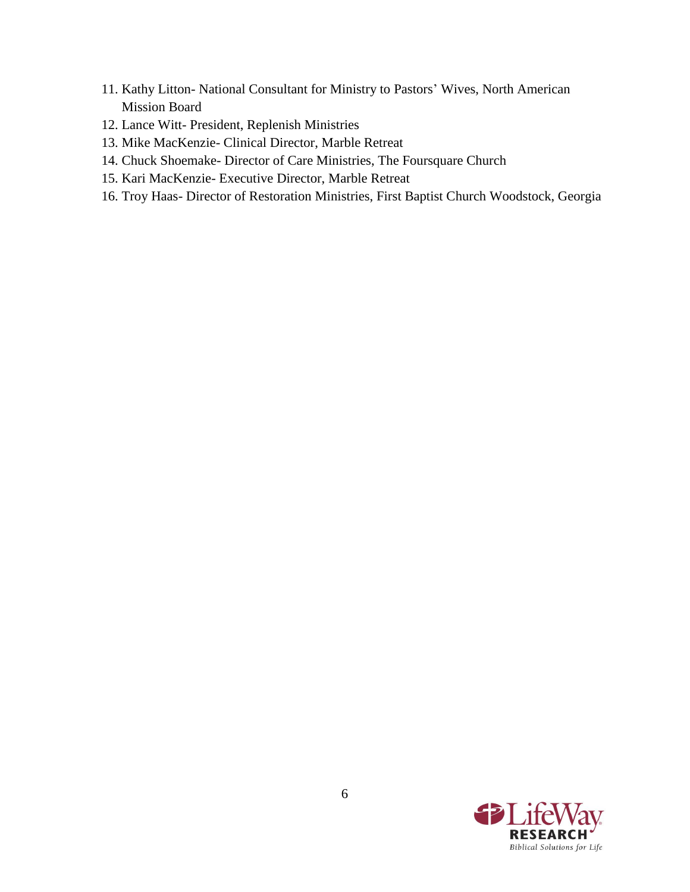11. Kathy Litton- National Consultant for Ministry to Pastors' Wives, North American Mission Board
12. Lance Witt- President, Replenish Ministries
13. Mike MacKenzie- Clinical Director, Marble Retreat
14. Chuck Shoemake- Director of Care Ministries, The Foursquare Church
15. Kari MacKenzie- Executive Director, Marble Retreat
16. Troy Haas- Director of Restoration Ministries, First Baptist Church Woodstock, Georgia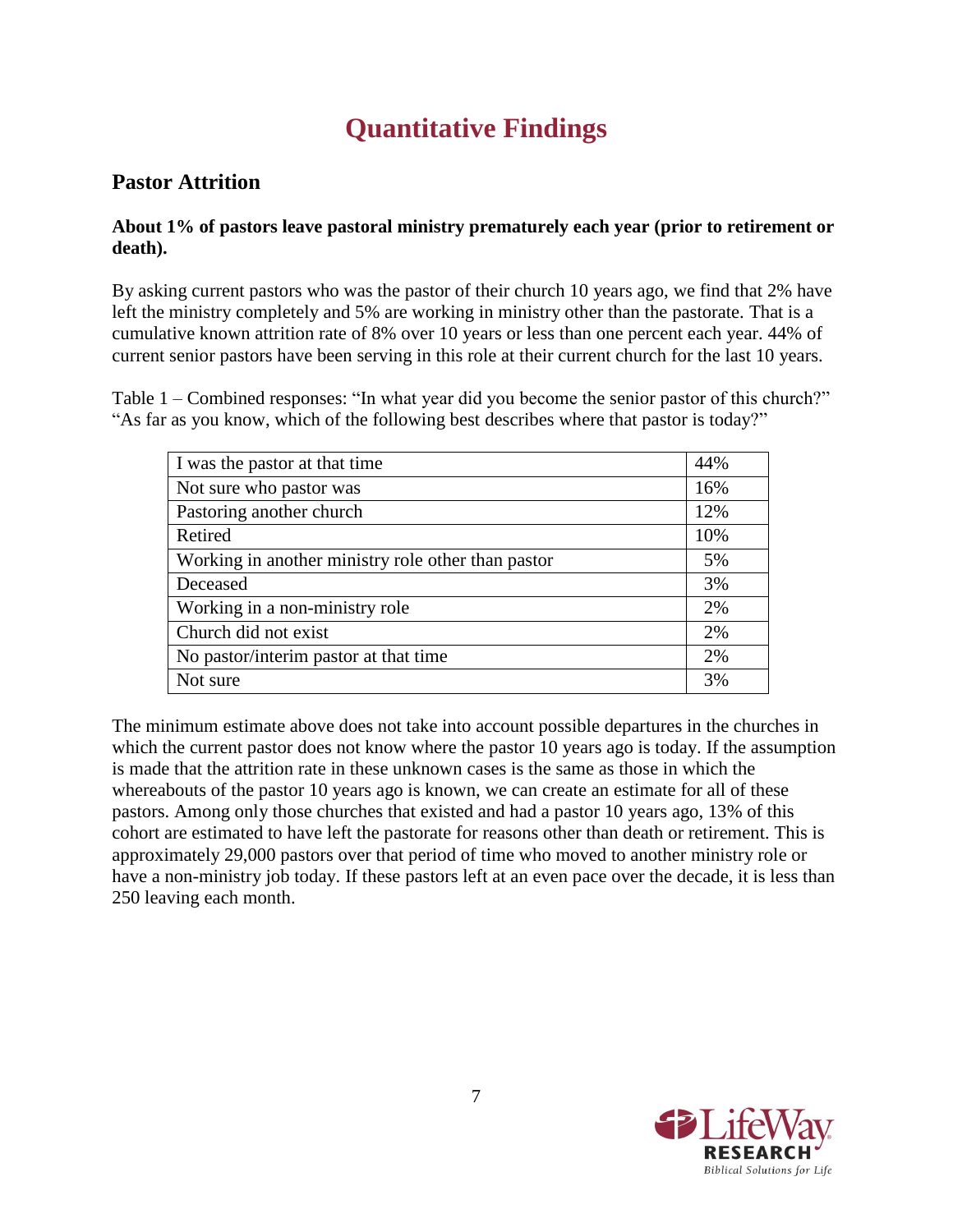# Quantitative Findings

## Pastor Attrition

**About 1% of pastors leave pastoral ministry prematurely each year (prior to retirement or death).**

By asking current pastors who was the pastor of their church 10 years ago, we find that 2% have left the ministry completely and 5% are working in ministry other than the pastorate. That is a cumulative known attrition rate of 8% over 10 years or less than one percent each year. 44% of current senior pastors have been serving in this role at their current church for the last 10 years.

Table 1 – Combined responses: "In what year did you become the senior pastor of this church?" "As far as you know, which of the following best describes where that pastor is today?"

| | |
|---|---|
| I was the pastor at that time | 44% |
| Not sure who pastor was | 16% |
| Pastoring another church | 12% |
| Retired | 10% |
| Working in another ministry role other than pastor | 5% |
| Deceased | 3% |
| Working in a non-ministry role | 2% |
| Church did not exist | 2% |
| No pastor/interim pastor at that time | 2% |
| Not sure | 3% |

The minimum estimate above does not take into account possible departures in the churches in which the current pastor does not know where the pastor 10 years ago is today. If the assumption is made that the attrition rate in these unknown cases is the same as those in which the whereabouts of the pastor 10 years ago is known, we can create an estimate for all of these pastors. Among only those churches that existed and had a pastor 10 years ago, 13% of this cohort are estimated to have left the pastorate for reasons other than death or retirement. This is approximately 29,000 pastors over that period of time who moved to another ministry role or have a non-ministry job today. If these pastors left at an even pace over the decade, it is less than 250 leaving each month.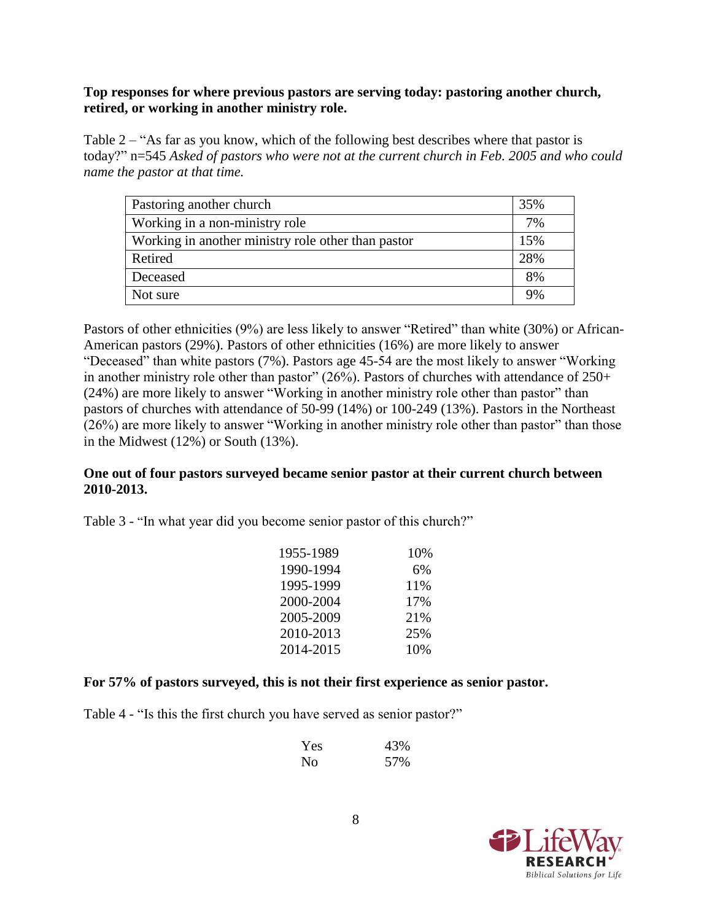**Top responses for where previous pastors are serving today: pastoring another church, retired, or working in another ministry role.**

Table 2 – "As far as you know, which of the following best describes where that pastor is today?" n=545 *Asked of pastors who were not at the current church in Feb. 2005 and who could name the pastor at that time.*

| | |
|---|---|
| Pastoring another church | 35% |
| Working in a non-ministry role | 7% |
| Working in another ministry role other than pastor | 15% |
| Retired | 28% |
| Deceased | 8% |
| Not sure | 9% |

Pastors of other ethnicities (9%) are less likely to answer "Retired" than white (30%) or African-American pastors (29%). Pastors of other ethnicities (16%) are more likely to answer "Deceased" than white pastors (7%). Pastors age 45-54 are the most likely to answer "Working in another ministry role other than pastor" (26%). Pastors of churches with attendance of 250+ (24%) are more likely to answer "Working in another ministry role other than pastor" than pastors of churches with attendance of 50-99 (14%) or 100-249 (13%). Pastors in the Northeast (26%) are more likely to answer "Working in another ministry role other than pastor" than those in the Midwest (12%) or South (13%).

**One out of four pastors surveyed became senior pastor at their current church between 2010-2013.**

Table 3 - "In what year did you become senior pastor of this church?"

| | |
|---|---|
| 1955-1989 | 10% |
| 1990-1994 | 6% |
| 1995-1999 | 11% |
| 2000-2004 | 17% |
| 2005-2009 | 21% |
| 2010-2013 | 25% |
| 2014-2015 | 10% |

**For 57% of pastors surveyed, this is not their first experience as senior pastor.**

Table 4 - "Is this the first church you have served as senior pastor?"

| | |
|---|---|
| Yes | 43% |
| No | 57% |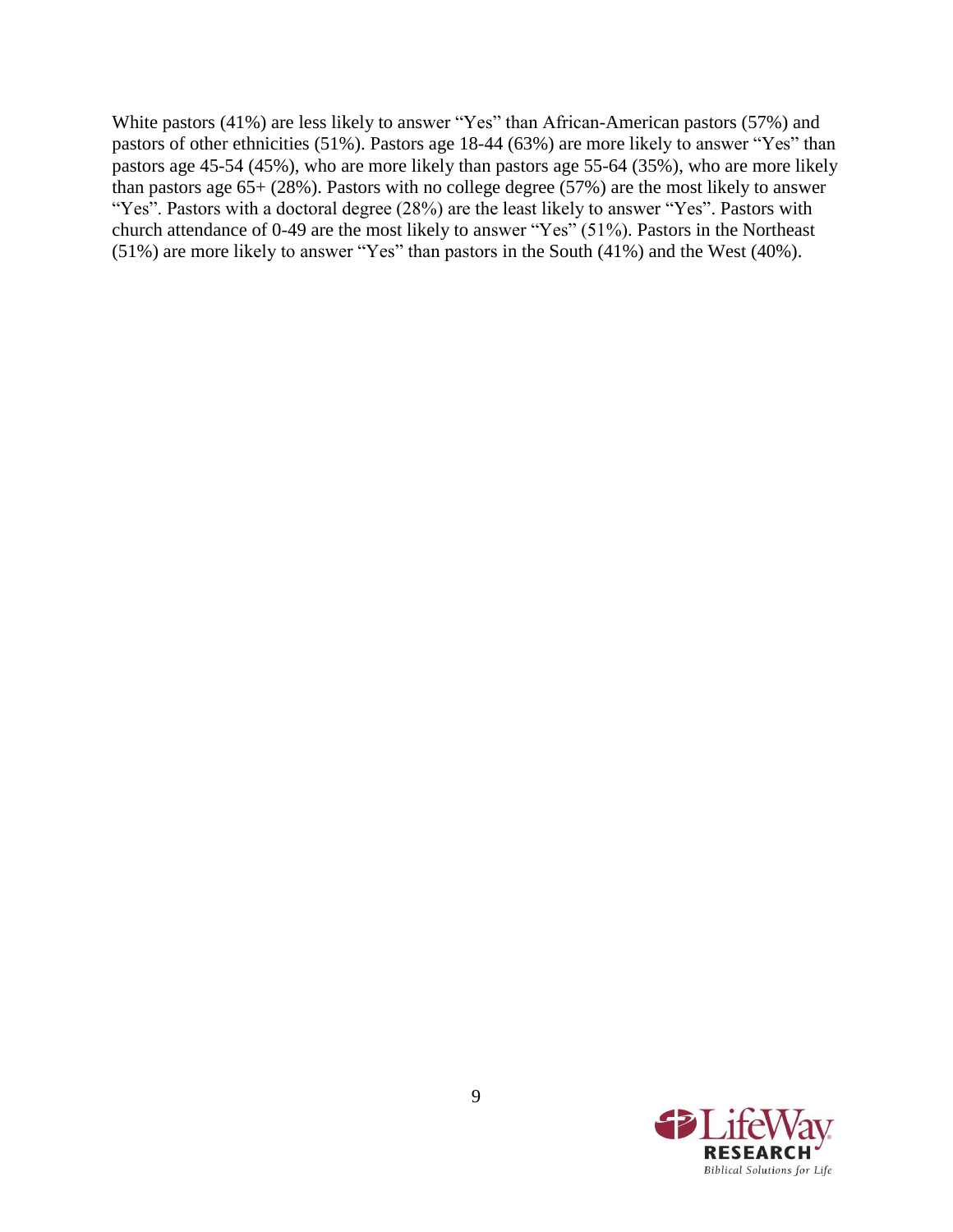White pastors (41%) are less likely to answer "Yes" than African-American pastors (57%) and pastors of other ethnicities (51%). Pastors age 18-44 (63%) are more likely to answer "Yes" than pastors age 45-54 (45%), who are more likely than pastors age 55-64 (35%), who are more likely than pastors age 65+ (28%). Pastors with no college degree (57%) are the most likely to answer "Yes". Pastors with a doctoral degree (28%) are the least likely to answer "Yes". Pastors with church attendance of 0-49 are the most likely to answer "Yes" (51%). Pastors in the Northeast (51%) are more likely to answer "Yes" than pastors in the South (41%) and the West (40%).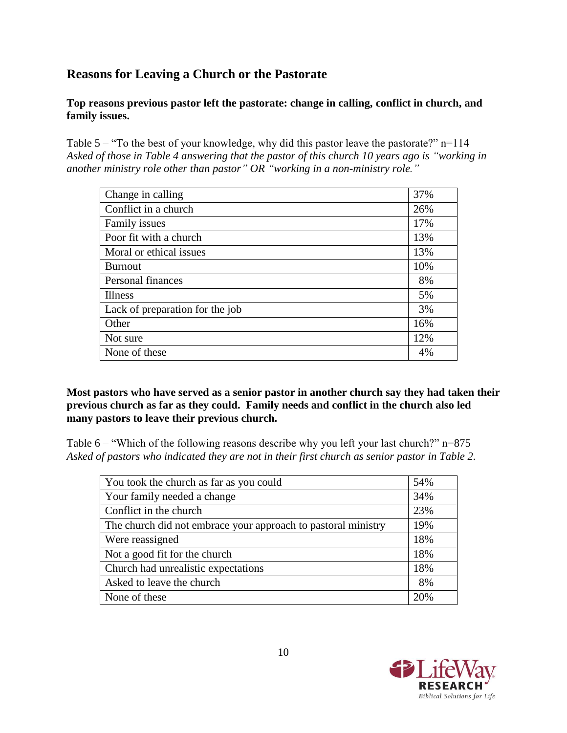## Reasons for Leaving a Church or the Pastorate

**Top reasons previous pastor left the pastorate: change in calling, conflict in church, and family issues.**

Table 5 – "To the best of your knowledge, why did this pastor leave the pastorate?" n=114
*Asked of those in Table 4 answering that the pastor of this church 10 years ago is "working in another ministry role other than pastor" OR "working in a non-ministry role."*

| | |
|---|---|
| Change in calling | 37% |
| Conflict in a church | 26% |
| Family issues | 17% |
| Poor fit with a church | 13% |
| Moral or ethical issues | 13% |
| Burnout | 10% |
| Personal finances | 8% |
| Illness | 5% |
| Lack of preparation for the job | 3% |
| Other | 16% |
| Not sure | 12% |
| None of these | 4% |

**Most pastors who have served as a senior pastor in another church say they had taken their previous church as far as they could. Family needs and conflict in the church also led many pastors to leave their previous church.**

Table 6 – "Which of the following reasons describe why you left your last church?" n=875
*Asked of pastors who indicated they are not in their first church as senior pastor in Table 2.*

| | |
|---|---|
| You took the church as far as you could | 54% |
| Your family needed a change | 34% |
| Conflict in the church | 23% |
| The church did not embrace your approach to pastoral ministry | 19% |
| Were reassigned | 18% |
| Not a good fit for the church | 18% |
| Church had unrealistic expectations | 18% |
| Asked to leave the church | 8% |
| None of these | 20% |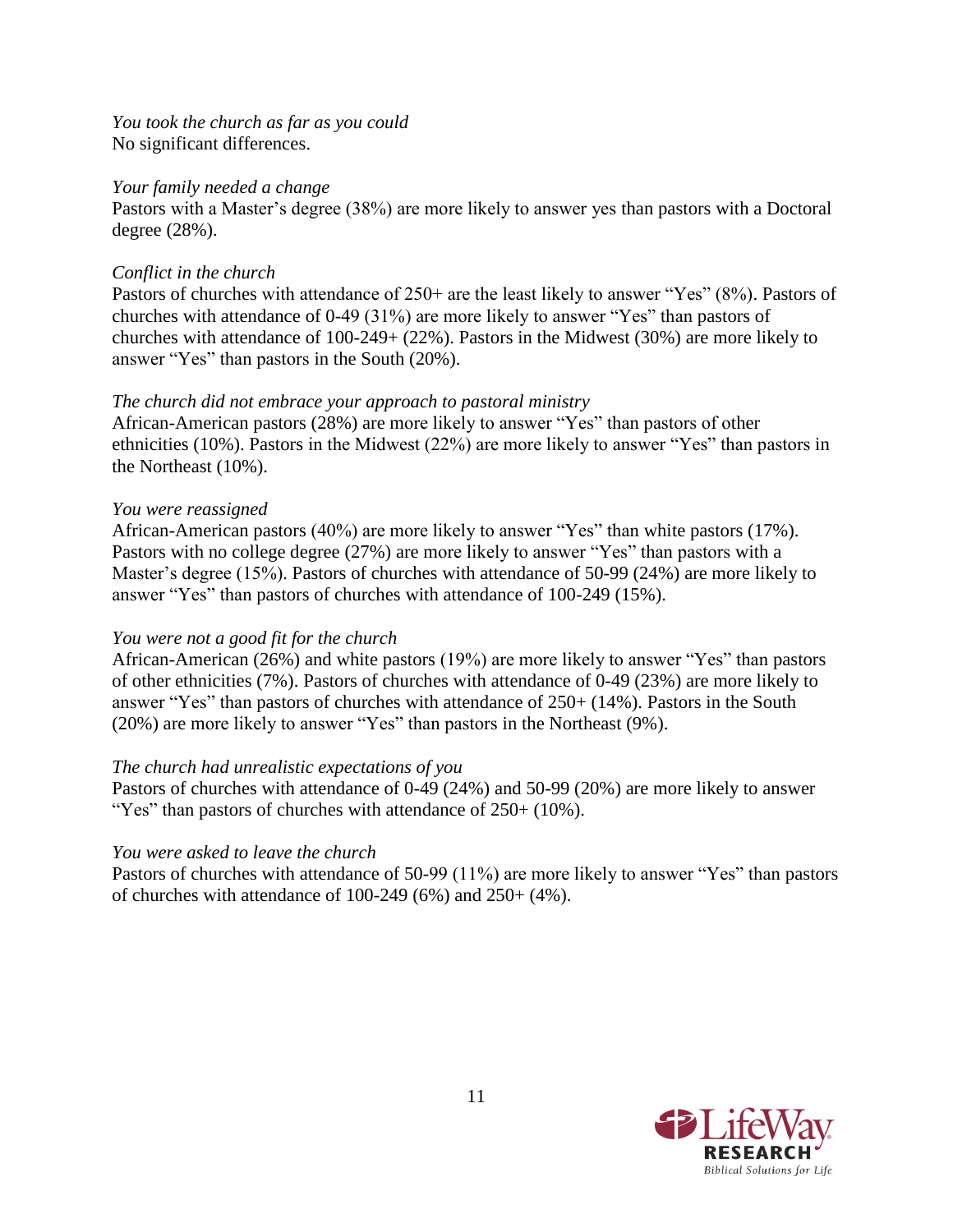*You took the church as far as you could*
No significant differences.

*Your family needed a change*
Pastors with a Master's degree (38%) are more likely to answer yes than pastors with a Doctoral degree (28%).

*Conflict in the church*
Pastors of churches with attendance of 250+ are the least likely to answer "Yes" (8%). Pastors of churches with attendance of 0-49 (31%) are more likely to answer "Yes" than pastors of churches with attendance of 100-249+ (22%). Pastors in the Midwest (30%) are more likely to answer "Yes" than pastors in the South (20%).

*The church did not embrace your approach to pastoral ministry*
African-American pastors (28%) are more likely to answer "Yes" than pastors of other ethnicities (10%). Pastors in the Midwest (22%) are more likely to answer "Yes" than pastors in the Northeast (10%).

*You were reassigned*
African-American pastors (40%) are more likely to answer "Yes" than white pastors (17%). Pastors with no college degree (27%) are more likely to answer "Yes" than pastors with a Master's degree (15%). Pastors of churches with attendance of 50-99 (24%) are more likely to answer "Yes" than pastors of churches with attendance of 100-249 (15%).

*You were not a good fit for the church*
African-American (26%) and white pastors (19%) are more likely to answer "Yes" than pastors of other ethnicities (7%). Pastors of churches with attendance of 0-49 (23%) are more likely to answer "Yes" than pastors of churches with attendance of 250+ (14%). Pastors in the South (20%) are more likely to answer "Yes" than pastors in the Northeast (9%).

*The church had unrealistic expectations of you*
Pastors of churches with attendance of 0-49 (24%) and 50-99 (20%) are more likely to answer "Yes" than pastors of churches with attendance of 250+ (10%).

*You were asked to leave the church*
Pastors of churches with attendance of 50-99 (11%) are more likely to answer "Yes" than pastors of churches with attendance of 100-249 (6%) and 250+ (4%).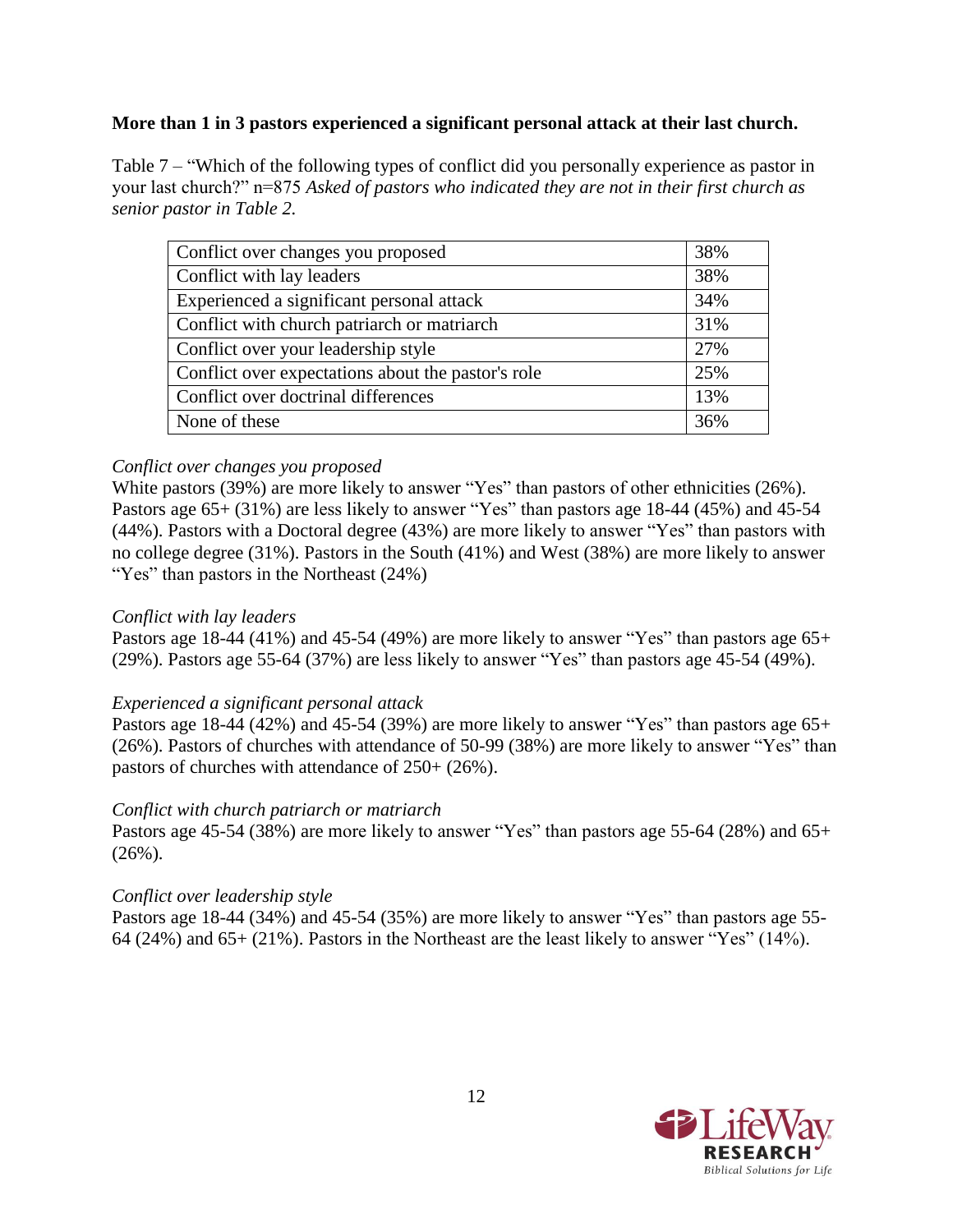**More than 1 in 3 pastors experienced a significant personal attack at their last church.**

Table 7 – "Which of the following types of conflict did you personally experience as pastor in your last church?" n=875 *Asked of pastors who indicated they are not in their first church as senior pastor in Table 2.*

| | |
|---|---|
| Conflict over changes you proposed | 38% |
| Conflict with lay leaders | 38% |
| Experienced a significant personal attack | 34% |
| Conflict with church patriarch or matriarch | 31% |
| Conflict over your leadership style | 27% |
| Conflict over expectations about the pastor's role | 25% |
| Conflict over doctrinal differences | 13% |
| None of these | 36% |

*Conflict over changes you proposed*

White pastors (39%) are more likely to answer "Yes" than pastors of other ethnicities (26%). Pastors age 65+ (31%) are less likely to answer "Yes" than pastors age 18-44 (45%) and 45-54 (44%). Pastors with a Doctoral degree (43%) are more likely to answer "Yes" than pastors with no college degree (31%). Pastors in the South (41%) and West (38%) are more likely to answer "Yes" than pastors in the Northeast (24%)

*Conflict with lay leaders*

Pastors age 18-44 (41%) and 45-54 (49%) are more likely to answer "Yes" than pastors age 65+ (29%). Pastors age 55-64 (37%) are less likely to answer "Yes" than pastors age 45-54 (49%).

*Experienced a significant personal attack*

Pastors age 18-44 (42%) and 45-54 (39%) are more likely to answer "Yes" than pastors age 65+ (26%). Pastors of churches with attendance of 50-99 (38%) are more likely to answer "Yes" than pastors of churches with attendance of 250+ (26%).

*Conflict with church patriarch or matriarch*

Pastors age 45-54 (38%) are more likely to answer "Yes" than pastors age 55-64 (28%) and 65+ (26%).

*Conflict over leadership style*

Pastors age 18-44 (34%) and 45-54 (35%) are more likely to answer "Yes" than pastors age 55-64 (24%) and 65+ (21%). Pastors in the Northeast are the least likely to answer "Yes" (14%).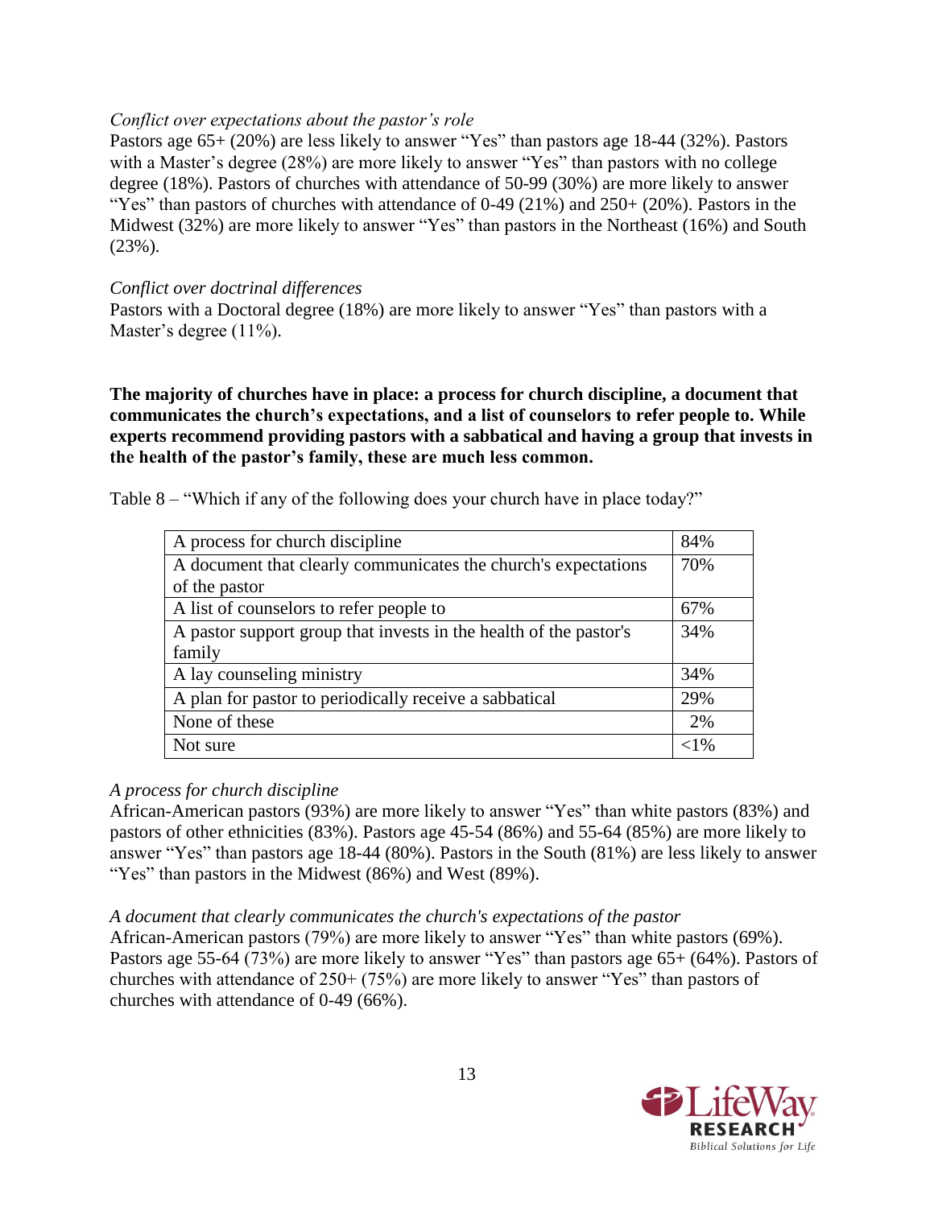*Conflict over expectations about the pastor's role*

Pastors age 65+ (20%) are less likely to answer "Yes" than pastors age 18-44 (32%). Pastors with a Master's degree (28%) are more likely to answer "Yes" than pastors with no college degree (18%). Pastors of churches with attendance of 50-99 (30%) are more likely to answer "Yes" than pastors of churches with attendance of 0-49 (21%) and 250+ (20%). Pastors in the Midwest (32%) are more likely to answer "Yes" than pastors in the Northeast (16%) and South (23%).

*Conflict over doctrinal differences*

Pastors with a Doctoral degree (18%) are more likely to answer "Yes" than pastors with a Master's degree (11%).

**The majority of churches have in place: a process for church discipline, a document that communicates the church's expectations, and a list of counselors to refer people to. While experts recommend providing pastors with a sabbatical and having a group that invests in the health of the pastor's family, these are much less common.**

Table 8 – "Which if any of the following does your church have in place today?"

| | |
|---|---|
| A process for church discipline | 84% |
| A document that clearly communicates the church's expectations of the pastor | 70% |
| A list of counselors to refer people to | 67% |
| A pastor support group that invests in the health of the pastor's family | 34% |
| A lay counseling ministry | 34% |
| A plan for pastor to periodically receive a sabbatical | 29% |
| None of these | 2% |
| Not sure | <1% |

*A process for church discipline*

African-American pastors (93%) are more likely to answer "Yes" than white pastors (83%) and pastors of other ethnicities (83%). Pastors age 45-54 (86%) and 55-64 (85%) are more likely to answer "Yes" than pastors age 18-44 (80%). Pastors in the South (81%) are less likely to answer "Yes" than pastors in the Midwest (86%) and West (89%).

*A document that clearly communicates the church's expectations of the pastor*

African-American pastors (79%) are more likely to answer "Yes" than white pastors (69%). Pastors age 55-64 (73%) are more likely to answer "Yes" than pastors age 65+ (64%). Pastors of churches with attendance of 250+ (75%) are more likely to answer "Yes" than pastors of churches with attendance of 0-49 (66%).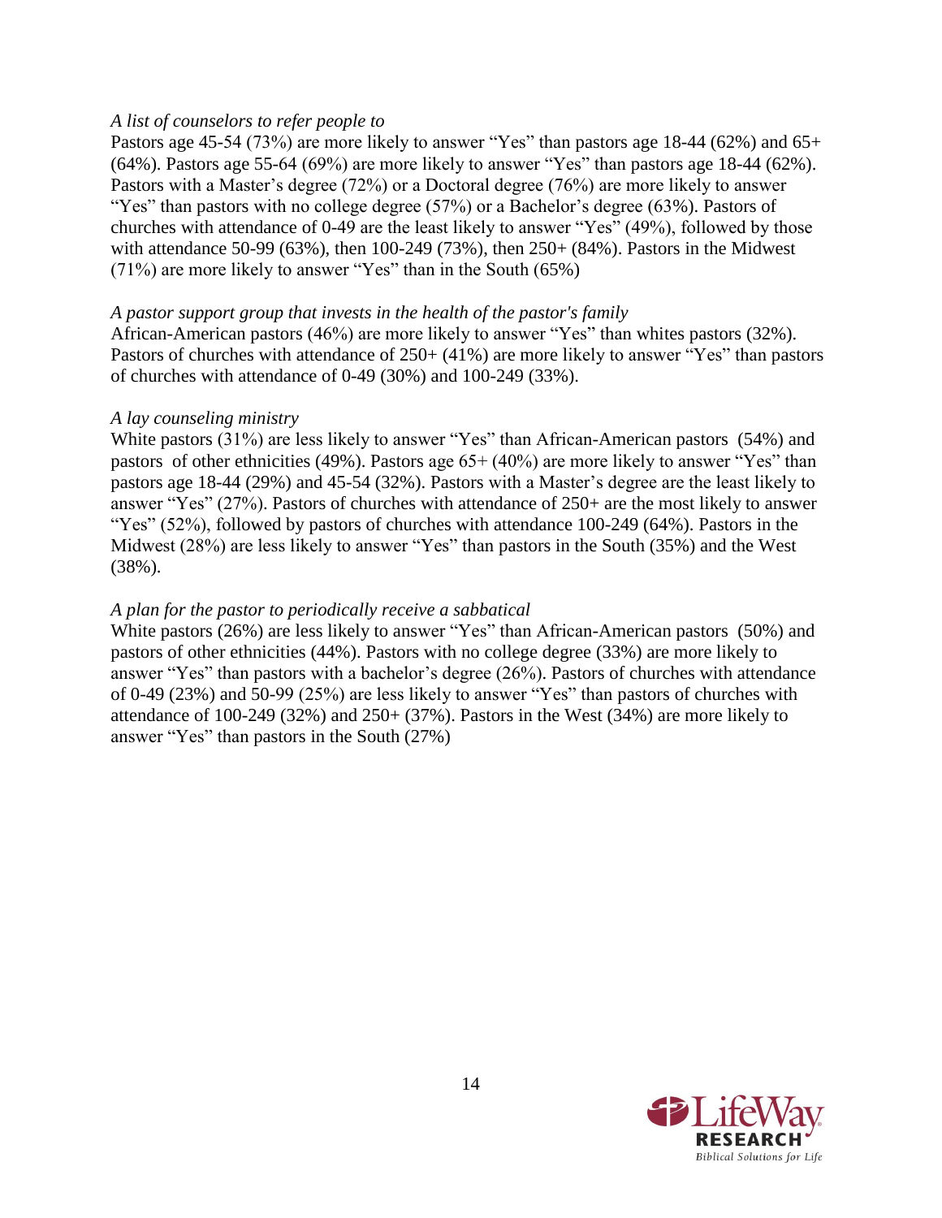*A list of counselors to refer people to*
Pastors age 45-54 (73%) are more likely to answer "Yes" than pastors age 18-44 (62%) and 65+ (64%). Pastors age 55-64 (69%) are more likely to answer "Yes" than pastors age 18-44 (62%). Pastors with a Master's degree (72%) or a Doctoral degree (76%) are more likely to answer "Yes" than pastors with no college degree (57%) or a Bachelor's degree (63%). Pastors of churches with attendance of 0-49 are the least likely to answer "Yes" (49%), followed by those with attendance 50-99 (63%), then 100-249 (73%), then 250+ (84%). Pastors in the Midwest (71%) are more likely to answer "Yes" than in the South (65%)

*A pastor support group that invests in the health of the pastor's family*
African-American pastors (46%) are more likely to answer "Yes" than whites pastors (32%). Pastors of churches with attendance of 250+ (41%) are more likely to answer "Yes" than pastors of churches with attendance of 0-49 (30%) and 100-249 (33%).

*A lay counseling ministry*
White pastors (31%) are less likely to answer "Yes" than African-American pastors (54%) and pastors of other ethnicities (49%). Pastors age 65+ (40%) are more likely to answer "Yes" than pastors age 18-44 (29%) and 45-54 (32%). Pastors with a Master's degree are the least likely to answer "Yes" (27%). Pastors of churches with attendance of 250+ are the most likely to answer "Yes" (52%), followed by pastors of churches with attendance 100-249 (64%). Pastors in the Midwest (28%) are less likely to answer "Yes" than pastors in the South (35%) and the West (38%).

*A plan for the pastor to periodically receive a sabbatical*
White pastors (26%) are less likely to answer "Yes" than African-American pastors (50%) and pastors of other ethnicities (44%). Pastors with no college degree (33%) are more likely to answer "Yes" than pastors with a bachelor's degree (26%). Pastors of churches with attendance of 0-49 (23%) and 50-99 (25%) are less likely to answer "Yes" than pastors of churches with attendance of 100-249 (32%) and 250+ (37%). Pastors in the West (34%) are more likely to answer "Yes" than pastors in the South (27%)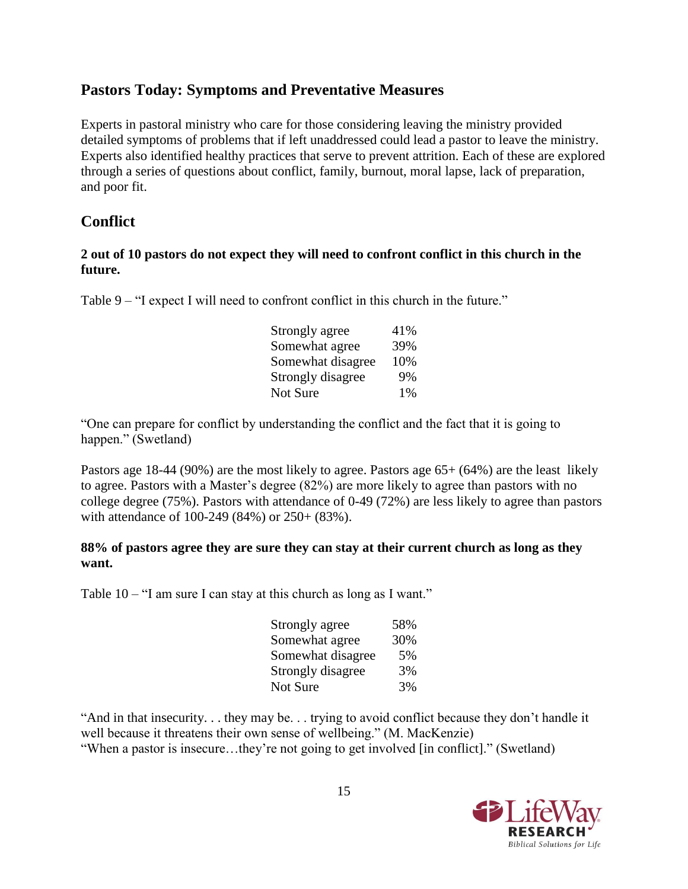## Pastors Today: Symptoms and Preventative Measures

Experts in pastoral ministry who care for those considering leaving the ministry provided detailed symptoms of problems that if left unaddressed could lead a pastor to leave the ministry. Experts also identified healthy practices that serve to prevent attrition. Each of these are explored through a series of questions about conflict, family, burnout, moral lapse, lack of preparation, and poor fit.

## Conflict

**2 out of 10 pastors do not expect they will need to confront conflict in this church in the future.**

Table 9 – "I expect I will need to confront conflict in this church in the future."

| | |
|---|---|
| Strongly agree | 41% |
| Somewhat agree | 39% |
| Somewhat disagree | 10% |
| Strongly disagree | 9% |
| Not Sure | 1% |

"One can prepare for conflict by understanding the conflict and the fact that it is going to happen." (Swetland)

Pastors age 18-44 (90%) are the most likely to agree. Pastors age 65+ (64%) are the least likely to agree. Pastors with a Master's degree (82%) are more likely to agree than pastors with no college degree (75%). Pastors with attendance of 0-49 (72%) are less likely to agree than pastors with attendance of 100-249 (84%) or 250+ (83%).

**88% of pastors agree they are sure they can stay at their current church as long as they want.**

Table 10 – "I am sure I can stay at this church as long as I want."

| | |
|---|---|
| Strongly agree | 58% |
| Somewhat agree | 30% |
| Somewhat disagree | 5% |
| Strongly disagree | 3% |
| Not Sure | 3% |

"And in that insecurity. . . they may be. . . trying to avoid conflict because they don't handle it well because it threatens their own sense of wellbeing." (M. MacKenzie)
"When a pastor is insecure…they're not going to get involved [in conflict]." (Swetland)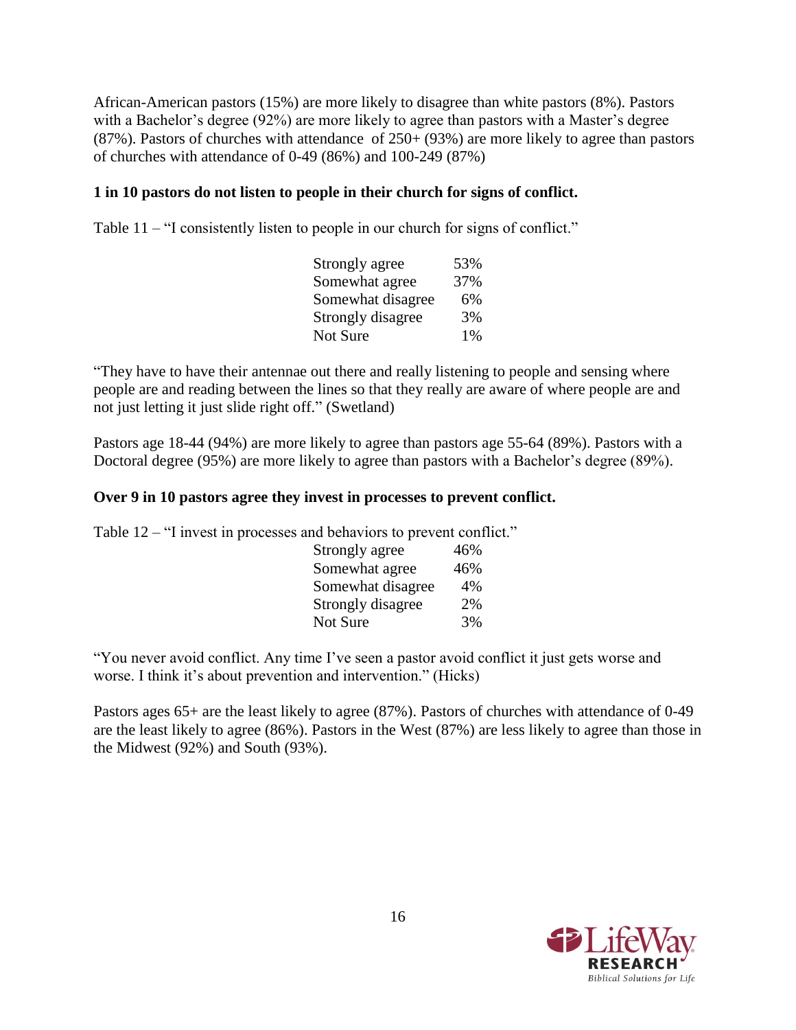African-American pastors (15%) are more likely to disagree than white pastors (8%). Pastors with a Bachelor's degree (92%) are more likely to agree than pastors with a Master's degree (87%). Pastors of churches with attendance of 250+ (93%) are more likely to agree than pastors of churches with attendance of 0-49 (86%) and 100-249 (87%)

**1 in 10 pastors do not listen to people in their church for signs of conflict.**

Table 11 – "I consistently listen to people in our church for signs of conflict."

| | |
|---|---|
| Strongly agree | 53% |
| Somewhat agree | 37% |
| Somewhat disagree | 6% |
| Strongly disagree | 3% |
| Not Sure | 1% |

"They have to have their antennae out there and really listening to people and sensing where people are and reading between the lines so that they really are aware of where people are and not just letting it just slide right off." (Swetland)

Pastors age 18-44 (94%) are more likely to agree than pastors age 55-64 (89%). Pastors with a Doctoral degree (95%) are more likely to agree than pastors with a Bachelor's degree (89%).

**Over 9 in 10 pastors agree they invest in processes to prevent conflict.**

Table 12 – "I invest in processes and behaviors to prevent conflict."

| | |
|---|---|
| Strongly agree | 46% |
| Somewhat agree | 46% |
| Somewhat disagree | 4% |
| Strongly disagree | 2% |
| Not Sure | 3% |

"You never avoid conflict. Any time I've seen a pastor avoid conflict it just gets worse and worse. I think it's about prevention and intervention." (Hicks)

Pastors ages 65+ are the least likely to agree (87%). Pastors of churches with attendance of 0-49 are the least likely to agree (86%). Pastors in the West (87%) are less likely to agree than those in the Midwest (92%) and South (93%).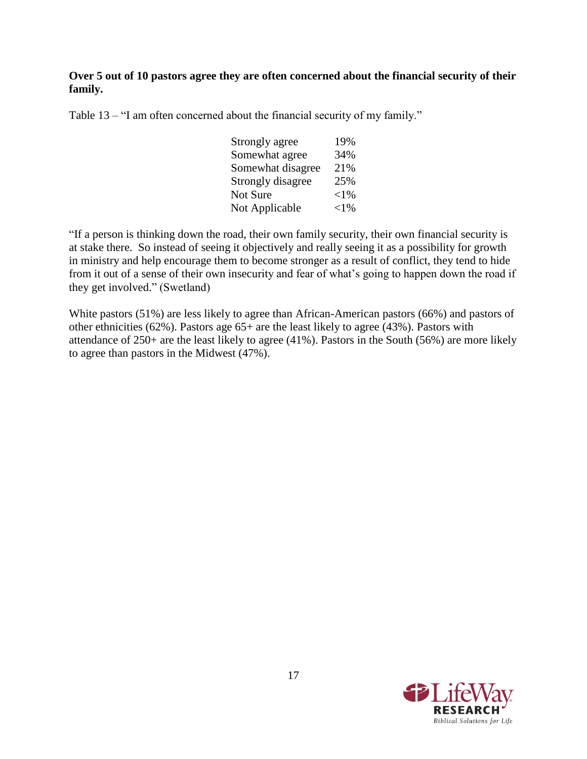**Over 5 out of 10 pastors agree they are often concerned about the financial security of their family.**

Table 13 – "I am often concerned about the financial security of my family."

| | |
|---|---|
| Strongly agree | 19% |
| Somewhat agree | 34% |
| Somewhat disagree | 21% |
| Strongly disagree | 25% |
| Not Sure | <1% |
| Not Applicable | <1% |

"If a person is thinking down the road, their own family security, their own financial security is at stake there. So instead of seeing it objectively and really seeing it as a possibility for growth in ministry and help encourage them to become stronger as a result of conflict, they tend to hide from it out of a sense of their own insecurity and fear of what's going to happen down the road if they get involved." (Swetland)

White pastors (51%) are less likely to agree than African-American pastors (66%) and pastors of other ethnicities (62%). Pastors age 65+ are the least likely to agree (43%). Pastors with attendance of 250+ are the least likely to agree (41%). Pastors in the South (56%) are more likely to agree than pastors in the Midwest (47%).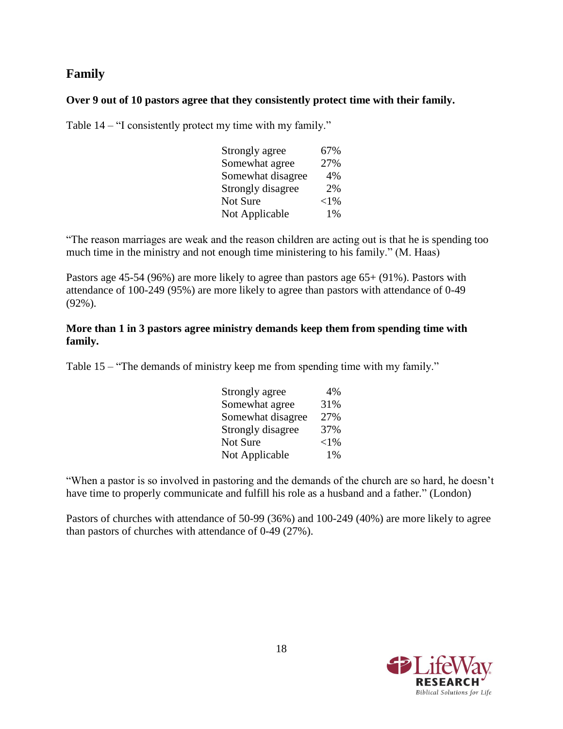## Family

**Over 9 out of 10 pastors agree that they consistently protect time with their family.**

Table 14 – "I consistently protect my time with my family."

| | |
|---|---|
| Strongly agree | 67% |
| Somewhat agree | 27% |
| Somewhat disagree | 4% |
| Strongly disagree | 2% |
| Not Sure | <1% |
| Not Applicable | 1% |

"The reason marriages are weak and the reason children are acting out is that he is spending too much time in the ministry and not enough time ministering to his family." (M. Haas)

Pastors age 45-54 (96%) are more likely to agree than pastors age 65+ (91%). Pastors with attendance of 100-249 (95%) are more likely to agree than pastors with attendance of 0-49 (92%).

**More than 1 in 3 pastors agree ministry demands keep them from spending time with family.**

Table 15 – "The demands of ministry keep me from spending time with my family."

| | |
|---|---|
| Strongly agree | 4% |
| Somewhat agree | 31% |
| Somewhat disagree | 27% |
| Strongly disagree | 37% |
| Not Sure | <1% |
| Not Applicable | 1% |

"When a pastor is so involved in pastoring and the demands of the church are so hard, he doesn't have time to properly communicate and fulfill his role as a husband and a father." (London)

Pastors of churches with attendance of 50-99 (36%) and 100-249 (40%) are more likely to agree than pastors of churches with attendance of 0-49 (27%).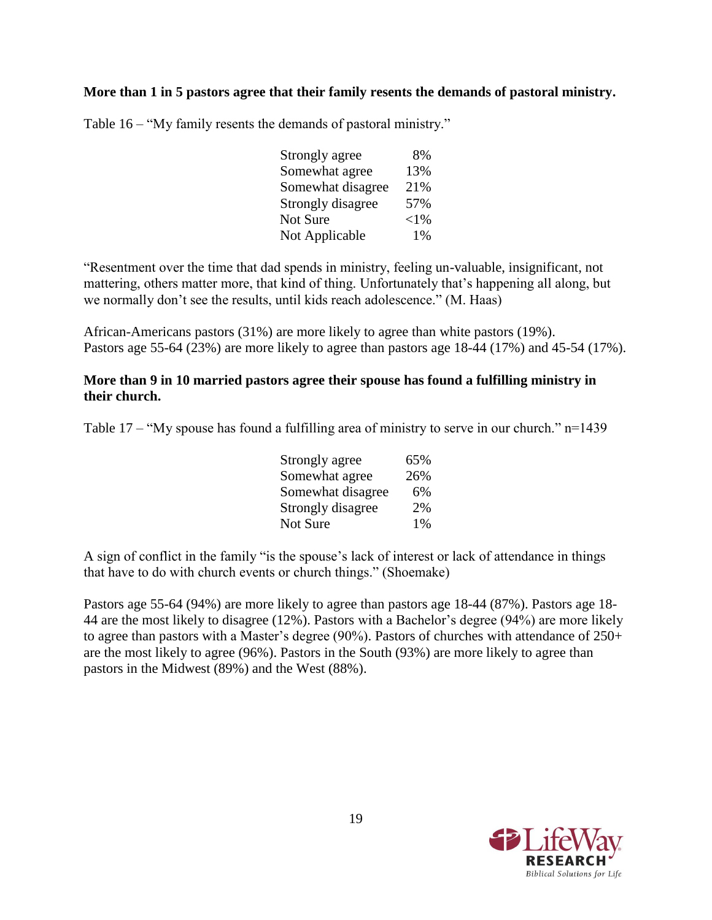**More than 1 in 5 pastors agree that their family resents the demands of pastoral ministry.**

Table 16 – "My family resents the demands of pastoral ministry."

| | |
|---|---|
| Strongly agree | 8% |
| Somewhat agree | 13% |
| Somewhat disagree | 21% |
| Strongly disagree | 57% |
| Not Sure | <1% |
| Not Applicable | 1% |

"Resentment over the time that dad spends in ministry, feeling un-valuable, insignificant, not mattering, others matter more, that kind of thing. Unfortunately that's happening all along, but we normally don't see the results, until kids reach adolescence." (M. Haas)

African-Americans pastors (31%) are more likely to agree than white pastors (19%).
Pastors age 55-64 (23%) are more likely to agree than pastors age 18-44 (17%) and 45-54 (17%).

**More than 9 in 10 married pastors agree their spouse has found a fulfilling ministry in their church.**

Table 17 – "My spouse has found a fulfilling area of ministry to serve in our church." n=1439

| | |
|---|---|
| Strongly agree | 65% |
| Somewhat agree | 26% |
| Somewhat disagree | 6% |
| Strongly disagree | 2% |
| Not Sure | 1% |

A sign of conflict in the family "is the spouse's lack of interest or lack of attendance in things that have to do with church events or church things." (Shoemake)

Pastors age 55-64 (94%) are more likely to agree than pastors age 18-44 (87%). Pastors age 18-44 are the most likely to disagree (12%). Pastors with a Bachelor's degree (94%) are more likely to agree than pastors with a Master's degree (90%). Pastors of churches with attendance of 250+ are the most likely to agree (96%). Pastors in the South (93%) are more likely to agree than pastors in the Midwest (89%) and the West (88%).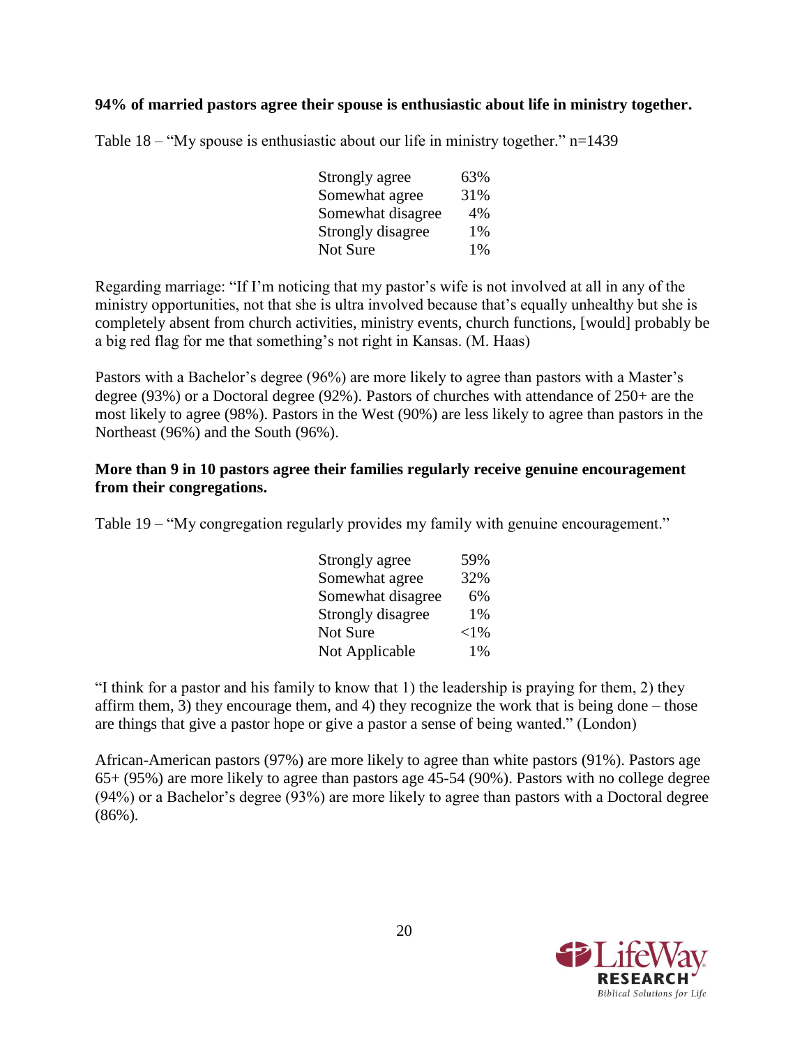**94% of married pastors agree their spouse is enthusiastic about life in ministry together.**

Table 18 – "My spouse is enthusiastic about our life in ministry together." n=1439

| | |
|---|---|
| Strongly agree | 63% |
| Somewhat agree | 31% |
| Somewhat disagree | 4% |
| Strongly disagree | 1% |
| Not Sure | 1% |

Regarding marriage: "If I'm noticing that my pastor's wife is not involved at all in any of the ministry opportunities, not that she is ultra involved because that's equally unhealthy but she is completely absent from church activities, ministry events, church functions, [would] probably be a big red flag for me that something's not right in Kansas. (M. Haas)

Pastors with a Bachelor's degree (96%) are more likely to agree than pastors with a Master's degree (93%) or a Doctoral degree (92%). Pastors of churches with attendance of 250+ are the most likely to agree (98%). Pastors in the West (90%) are less likely to agree than pastors in the Northeast (96%) and the South (96%).

**More than 9 in 10 pastors agree their families regularly receive genuine encouragement from their congregations.**

Table 19 – "My congregation regularly provides my family with genuine encouragement."

| | |
|---|---|
| Strongly agree | 59% |
| Somewhat agree | 32% |
| Somewhat disagree | 6% |
| Strongly disagree | 1% |
| Not Sure | <1% |
| Not Applicable | 1% |

"I think for a pastor and his family to know that 1) the leadership is praying for them, 2) they affirm them, 3) they encourage them, and 4) they recognize the work that is being done – those are things that give a pastor hope or give a pastor a sense of being wanted." (London)

African-American pastors (97%) are more likely to agree than white pastors (91%). Pastors age 65+ (95%) are more likely to agree than pastors age 45-54 (90%). Pastors with no college degree (94%) or a Bachelor's degree (93%) are more likely to agree than pastors with a Doctoral degree (86%).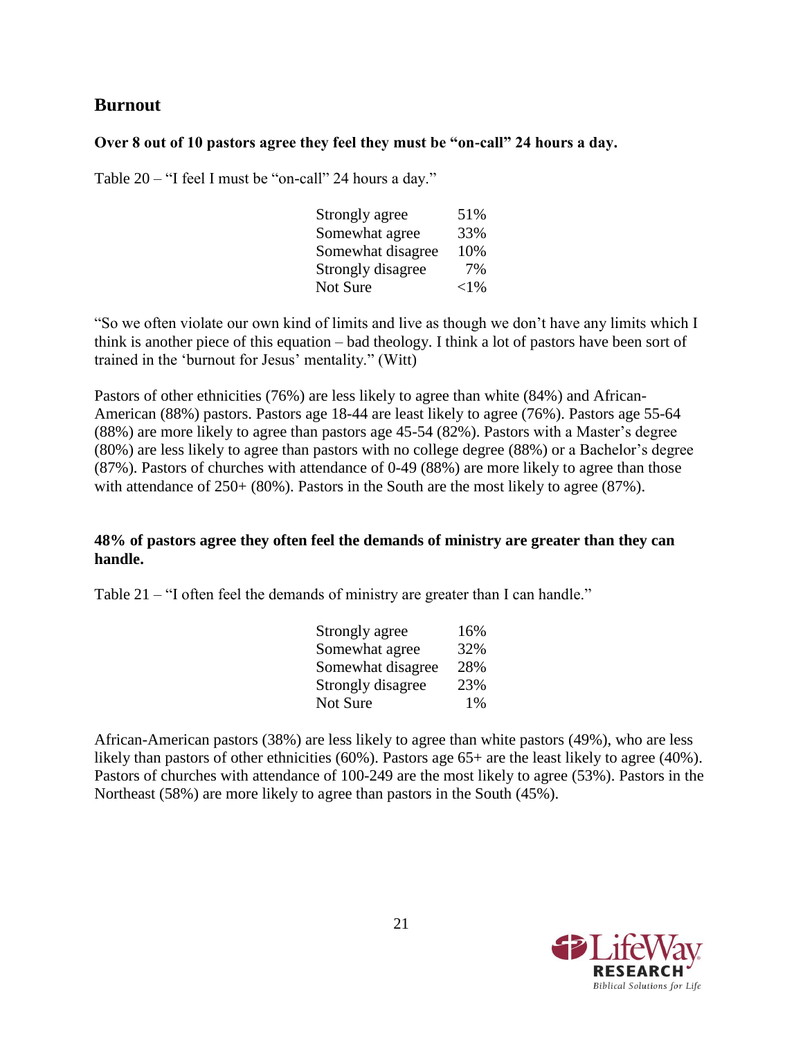## Burnout

**Over 8 out of 10 pastors agree they feel they must be "on-call" 24 hours a day.**

Table 20 – "I feel I must be "on-call" 24 hours a day."

| | |
|---|---|
| Strongly agree | 51% |
| Somewhat agree | 33% |
| Somewhat disagree | 10% |
| Strongly disagree | 7% |
| Not Sure | <1% |

"So we often violate our own kind of limits and live as though we don't have any limits which I think is another piece of this equation – bad theology. I think a lot of pastors have been sort of trained in the 'burnout for Jesus' mentality." (Witt)

Pastors of other ethnicities (76%) are less likely to agree than white (84%) and African-American (88%) pastors. Pastors age 18-44 are least likely to agree (76%). Pastors age 55-64 (88%) are more likely to agree than pastors age 45-54 (82%). Pastors with a Master's degree (80%) are less likely to agree than pastors with no college degree (88%) or a Bachelor's degree (87%). Pastors of churches with attendance of 0-49 (88%) are more likely to agree than those with attendance of 250+ (80%). Pastors in the South are the most likely to agree (87%).

**48% of pastors agree they often feel the demands of ministry are greater than they can handle.**

Table 21 – "I often feel the demands of ministry are greater than I can handle."

| | |
|---|---|
| Strongly agree | 16% |
| Somewhat agree | 32% |
| Somewhat disagree | 28% |
| Strongly disagree | 23% |
| Not Sure | 1% |

African-American pastors (38%) are less likely to agree than white pastors (49%), who are less likely than pastors of other ethnicities (60%). Pastors age 65+ are the least likely to agree (40%). Pastors of churches with attendance of 100-249 are the most likely to agree (53%). Pastors in the Northeast (58%) are more likely to agree than pastors in the South (45%).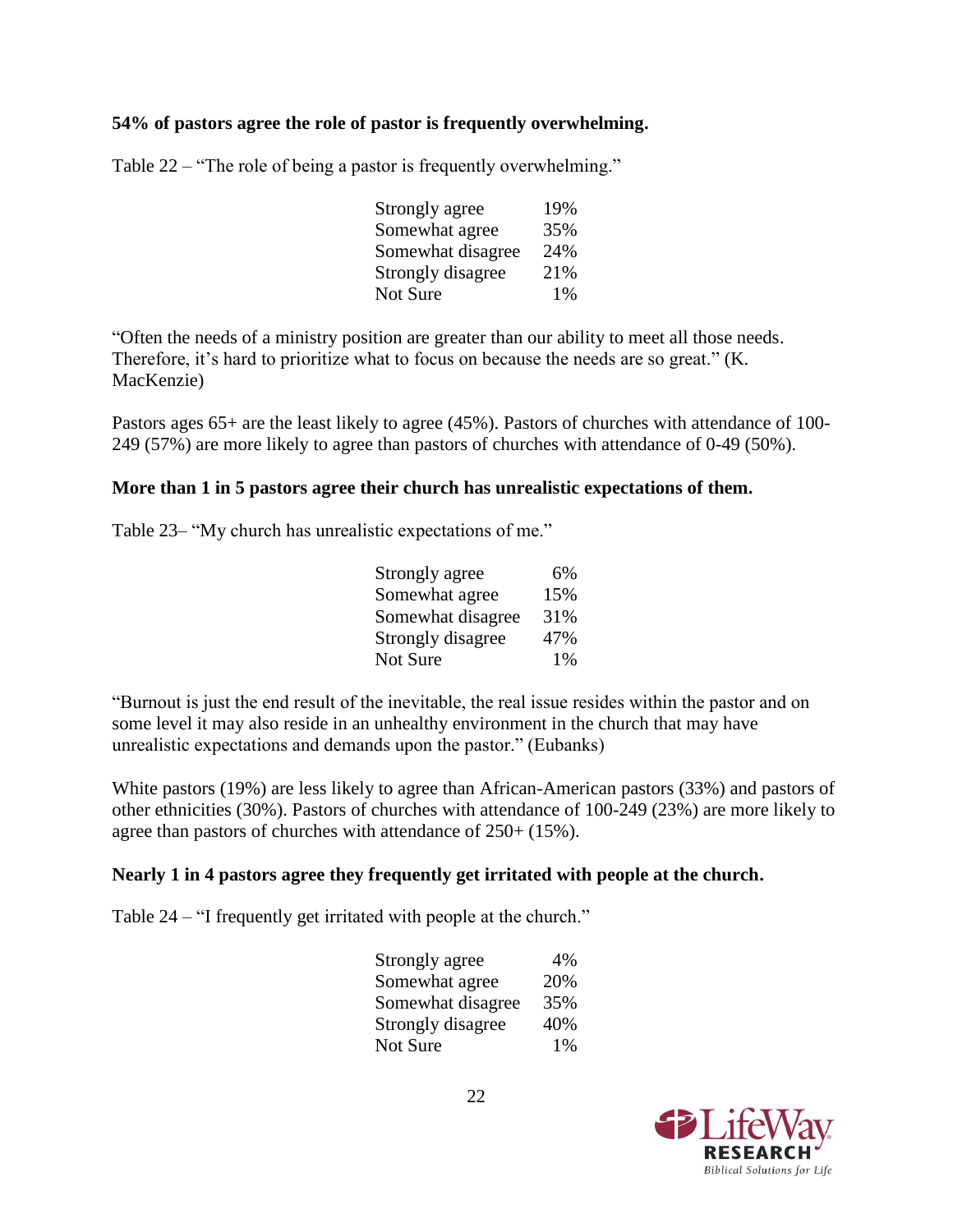**54% of pastors agree the role of pastor is frequently overwhelming.**

Table 22 – "The role of being a pastor is frequently overwhelming."

| | |
|---|---|
| Strongly agree | 19% |
| Somewhat agree | 35% |
| Somewhat disagree | 24% |
| Strongly disagree | 21% |
| Not Sure | 1% |

"Often the needs of a ministry position are greater than our ability to meet all those needs. Therefore, it's hard to prioritize what to focus on because the needs are so great." (K. MacKenzie)

Pastors ages 65+ are the least likely to agree (45%). Pastors of churches with attendance of 100-249 (57%) are more likely to agree than pastors of churches with attendance of 0-49 (50%).

**More than 1 in 5 pastors agree their church has unrealistic expectations of them.**

Table 23– "My church has unrealistic expectations of me."

| | |
|---|---|
| Strongly agree | 6% |
| Somewhat agree | 15% |
| Somewhat disagree | 31% |
| Strongly disagree | 47% |
| Not Sure | 1% |

"Burnout is just the end result of the inevitable, the real issue resides within the pastor and on some level it may also reside in an unhealthy environment in the church that may have unrealistic expectations and demands upon the pastor." (Eubanks)

White pastors (19%) are less likely to agree than African-American pastors (33%) and pastors of other ethnicities (30%). Pastors of churches with attendance of 100-249 (23%) are more likely to agree than pastors of churches with attendance of 250+ (15%).

**Nearly 1 in 4 pastors agree they frequently get irritated with people at the church.**

Table 24 – "I frequently get irritated with people at the church."

| | |
|---|---|
| Strongly agree | 4% |
| Somewhat agree | 20% |
| Somewhat disagree | 35% |
| Strongly disagree | 40% |
| Not Sure | 1% |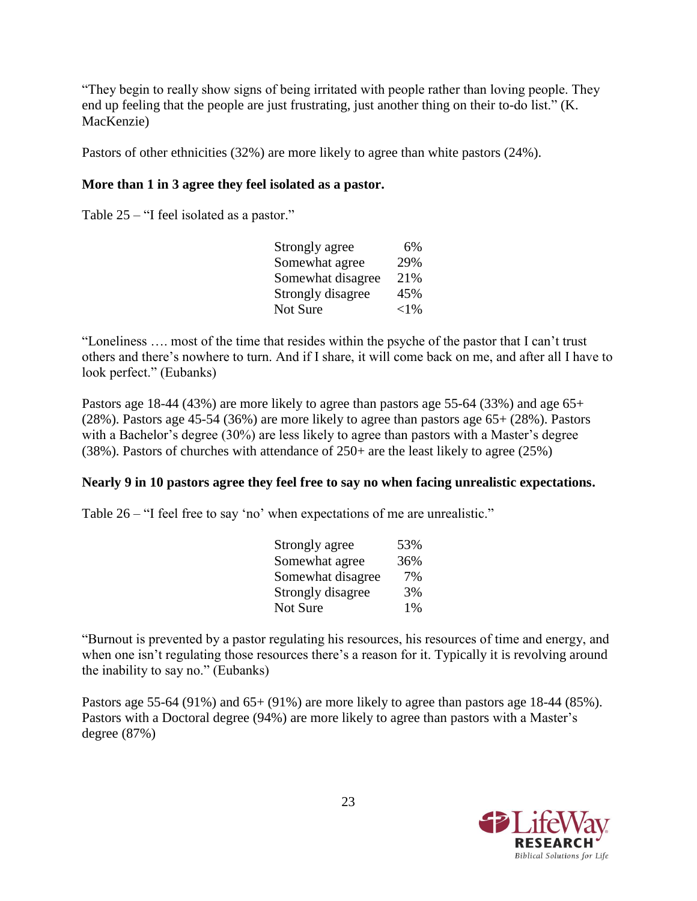"They begin to really show signs of being irritated with people rather than loving people. They end up feeling that the people are just frustrating, just another thing on their to-do list." (K. MacKenzie)

Pastors of other ethnicities (32%) are more likely to agree than white pastors (24%).

**More than 1 in 3 agree they feel isolated as a pastor.**

Table 25 – "I feel isolated as a pastor."

| | |
|---|---|
| Strongly agree | 6% |
| Somewhat agree | 29% |
| Somewhat disagree | 21% |
| Strongly disagree | 45% |
| Not Sure | <1% |

"Loneliness …. most of the time that resides within the psyche of the pastor that I can't trust others and there's nowhere to turn. And if I share, it will come back on me, and after all I have to look perfect." (Eubanks)

Pastors age 18-44 (43%) are more likely to agree than pastors age 55-64 (33%) and age 65+ (28%). Pastors age 45-54 (36%) are more likely to agree than pastors age 65+ (28%). Pastors with a Bachelor's degree (30%) are less likely to agree than pastors with a Master's degree (38%). Pastors of churches with attendance of 250+ are the least likely to agree (25%)

**Nearly 9 in 10 pastors agree they feel free to say no when facing unrealistic expectations.**

Table 26 – "I feel free to say 'no' when expectations of me are unrealistic."

| | |
|---|---|
| Strongly agree | 53% |
| Somewhat agree | 36% |
| Somewhat disagree | 7% |
| Strongly disagree | 3% |
| Not Sure | 1% |

"Burnout is prevented by a pastor regulating his resources, his resources of time and energy, and when one isn't regulating those resources there's a reason for it. Typically it is revolving around the inability to say no." (Eubanks)

Pastors age 55-64 (91%) and 65+ (91%) are more likely to agree than pastors age 18-44 (85%). Pastors with a Doctoral degree (94%) are more likely to agree than pastors with a Master's degree (87%)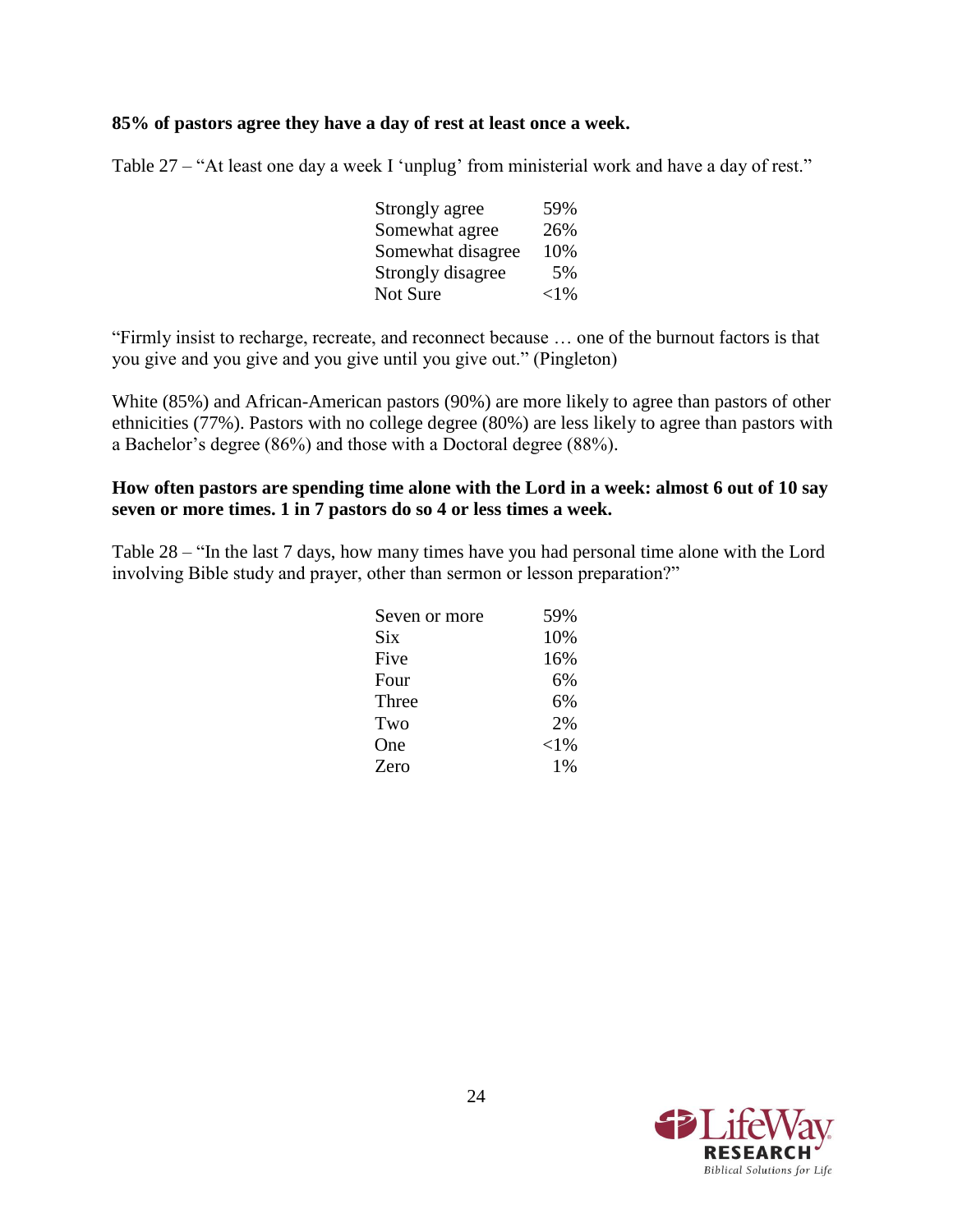**85% of pastors agree they have a day of rest at least once a week.**

Table 27 – "At least one day a week I 'unplug' from ministerial work and have a day of rest."

| | |
|---|---|
| Strongly agree | 59% |
| Somewhat agree | 26% |
| Somewhat disagree | 10% |
| Strongly disagree | 5% |
| Not Sure | <1% |

"Firmly insist to recharge, recreate, and reconnect because … one of the burnout factors is that you give and you give and you give until you give out." (Pingleton)

White (85%) and African-American pastors (90%) are more likely to agree than pastors of other ethnicities (77%). Pastors with no college degree (80%) are less likely to agree than pastors with a Bachelor's degree (86%) and those with a Doctoral degree (88%).

**How often pastors are spending time alone with the Lord in a week: almost 6 out of 10 say seven or more times. 1 in 7 pastors do so 4 or less times a week.**

Table 28 – "In the last 7 days, how many times have you had personal time alone with the Lord involving Bible study and prayer, other than sermon or lesson preparation?"

| | |
|---|---|
| Seven or more | 59% |
| Six | 10% |
| Five | 16% |
| Four | 6% |
| Three | 6% |
| Two | 2% |
| One | <1% |
| Zero | 1% |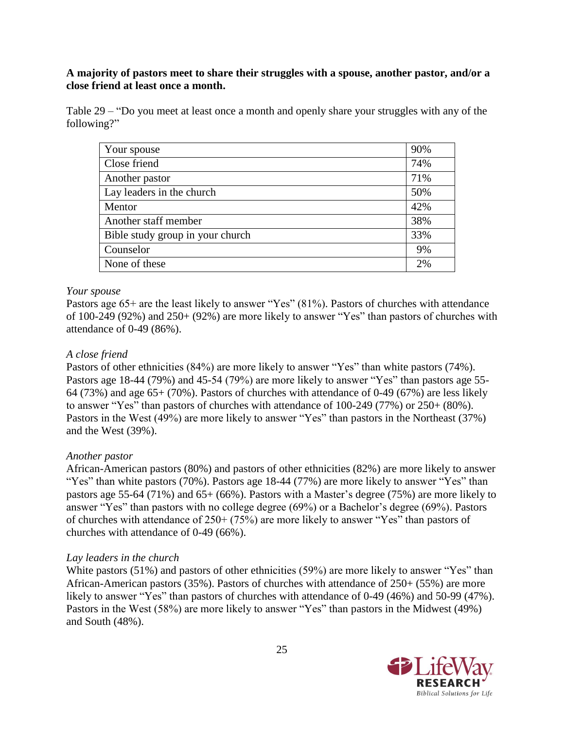**A majority of pastors meet to share their struggles with a spouse, another pastor, and/or a close friend at least once a month.**

Table 29 – "Do you meet at least once a month and openly share your struggles with any of the following?"

| | |
|---|---|
| Your spouse | 90% |
| Close friend | 74% |
| Another pastor | 71% |
| Lay leaders in the church | 50% |
| Mentor | 42% |
| Another staff member | 38% |
| Bible study group in your church | 33% |
| Counselor | 9% |
| None of these | 2% |

*Your spouse*
Pastors age 65+ are the least likely to answer "Yes" (81%). Pastors of churches with attendance of 100-249 (92%) and 250+ (92%) are more likely to answer "Yes" than pastors of churches with attendance of 0-49 (86%).

*A close friend*
Pastors of other ethnicities (84%) are more likely to answer "Yes" than white pastors (74%). Pastors age 18-44 (79%) and 45-54 (79%) are more likely to answer "Yes" than pastors age 55-64 (73%) and age 65+ (70%). Pastors of churches with attendance of 0-49 (67%) are less likely to answer "Yes" than pastors of churches with attendance of 100-249 (77%) or 250+ (80%). Pastors in the West (49%) are more likely to answer "Yes" than pastors in the Northeast (37%) and the West (39%).

*Another pastor*
African-American pastors (80%) and pastors of other ethnicities (82%) are more likely to answer "Yes" than white pastors (70%). Pastors age 18-44 (77%) are more likely to answer "Yes" than pastors age 55-64 (71%) and 65+ (66%). Pastors with a Master's degree (75%) are more likely to answer "Yes" than pastors with no college degree (69%) or a Bachelor's degree (69%). Pastors of churches with attendance of 250+ (75%) are more likely to answer "Yes" than pastors of churches with attendance of 0-49 (66%).

*Lay leaders in the church*
White pastors (51%) and pastors of other ethnicities (59%) are more likely to answer "Yes" than African-American pastors (35%). Pastors of churches with attendance of 250+ (55%) are more likely to answer "Yes" than pastors of churches with attendance of 0-49 (46%) and 50-99 (47%). Pastors in the West (58%) are more likely to answer "Yes" than pastors in the Midwest (49%) and South (48%).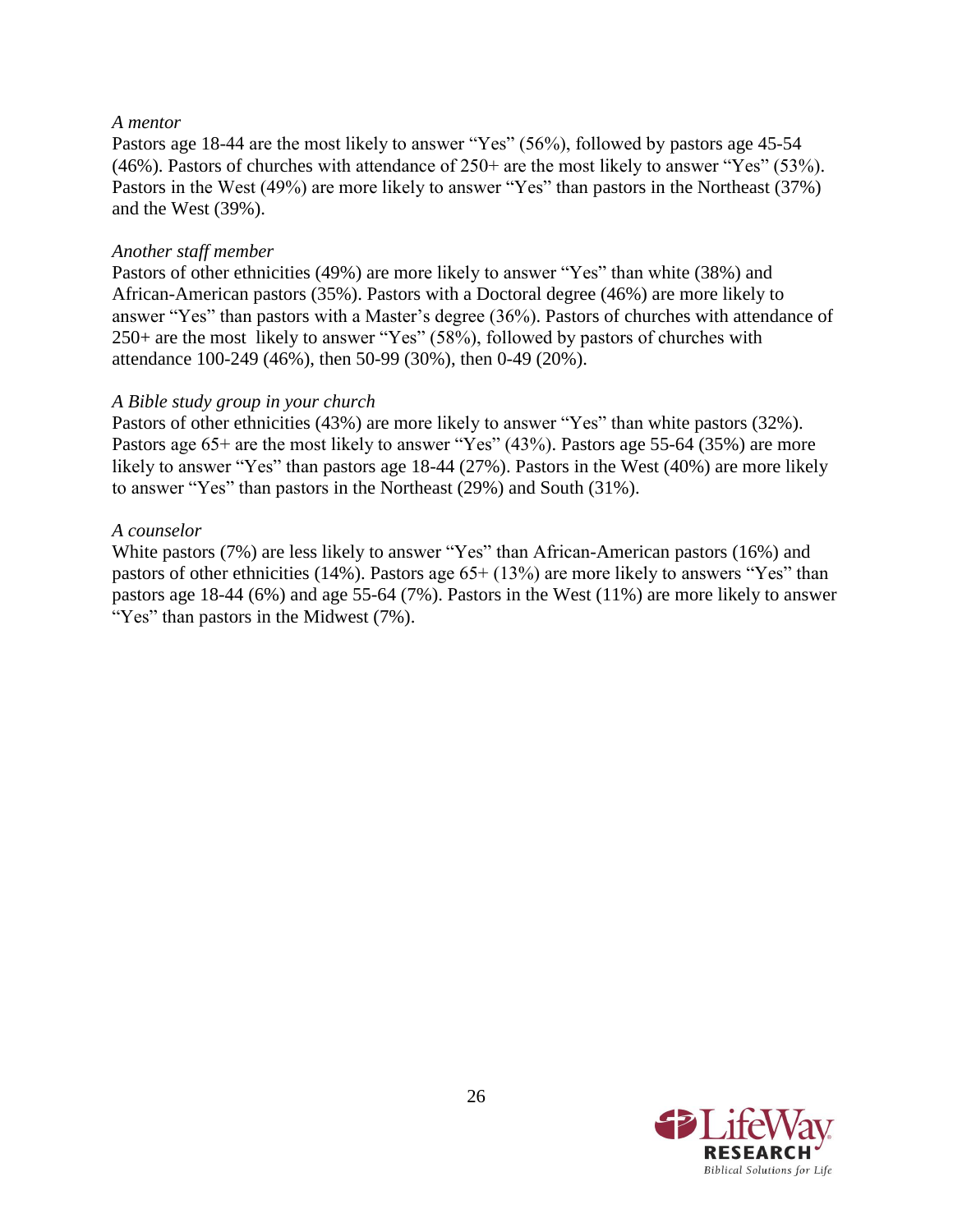*A mentor*

Pastors age 18-44 are the most likely to answer "Yes" (56%), followed by pastors age 45-54 (46%). Pastors of churches with attendance of 250+ are the most likely to answer "Yes" (53%). Pastors in the West (49%) are more likely to answer "Yes" than pastors in the Northeast (37%) and the West (39%).

*Another staff member*

Pastors of other ethnicities (49%) are more likely to answer "Yes" than white (38%) and African-American pastors (35%). Pastors with a Doctoral degree (46%) are more likely to answer "Yes" than pastors with a Master's degree (36%). Pastors of churches with attendance of 250+ are the most likely to answer "Yes" (58%), followed by pastors of churches with attendance 100-249 (46%), then 50-99 (30%), then 0-49 (20%).

*A Bible study group in your church*

Pastors of other ethnicities (43%) are more likely to answer "Yes" than white pastors (32%). Pastors age 65+ are the most likely to answer "Yes" (43%). Pastors age 55-64 (35%) are more likely to answer "Yes" than pastors age 18-44 (27%). Pastors in the West (40%) are more likely to answer "Yes" than pastors in the Northeast (29%) and South (31%).

*A counselor*

White pastors (7%) are less likely to answer "Yes" than African-American pastors (16%) and pastors of other ethnicities (14%). Pastors age 65+ (13%) are more likely to answers "Yes" than pastors age 18-44 (6%) and age 55-64 (7%). Pastors in the West (11%) are more likely to answer "Yes" than pastors in the Midwest (7%).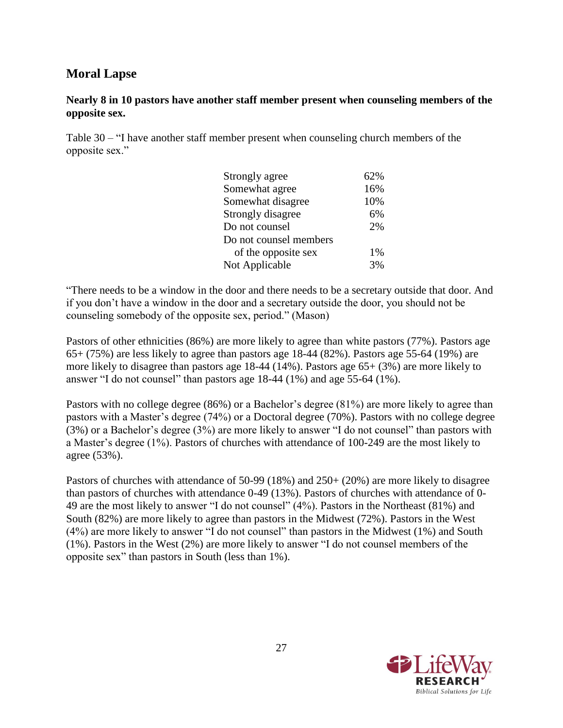## Moral Lapse

**Nearly 8 in 10 pastors have another staff member present when counseling members of the opposite sex.**

Table 30 – "I have another staff member present when counseling church members of the opposite sex."

| | |
|---|---|
| Strongly agree | 62% |
| Somewhat agree | 16% |
| Somewhat disagree | 10% |
| Strongly disagree | 6% |
| Do not counsel | 2% |
| Do not counsel members of the opposite sex | 1% |
| Not Applicable | 3% |

"There needs to be a window in the door and there needs to be a secretary outside that door. And if you don't have a window in the door and a secretary outside the door, you should not be counseling somebody of the opposite sex, period." (Mason)

Pastors of other ethnicities (86%) are more likely to agree than white pastors (77%). Pastors age 65+ (75%) are less likely to agree than pastors age 18-44 (82%). Pastors age 55-64 (19%) are more likely to disagree than pastors age 18-44 (14%). Pastors age 65+ (3%) are more likely to answer "I do not counsel" than pastors age 18-44 (1%) and age 55-64 (1%).

Pastors with no college degree (86%) or a Bachelor's degree (81%) are more likely to agree than pastors with a Master's degree (74%) or a Doctoral degree (70%). Pastors with no college degree (3%) or a Bachelor's degree (3%) are more likely to answer "I do not counsel" than pastors with a Master's degree (1%). Pastors of churches with attendance of 100-249 are the most likely to agree (53%).

Pastors of churches with attendance of 50-99 (18%) and 250+ (20%) are more likely to disagree than pastors of churches with attendance 0-49 (13%). Pastors of churches with attendance of 0-49 are the most likely to answer "I do not counsel" (4%). Pastors in the Northeast (81%) and South (82%) are more likely to agree than pastors in the Midwest (72%). Pastors in the West (4%) are more likely to answer "I do not counsel" than pastors in the Midwest (1%) and South (1%). Pastors in the West (2%) are more likely to answer "I do not counsel members of the opposite sex" than pastors in South (less than 1%).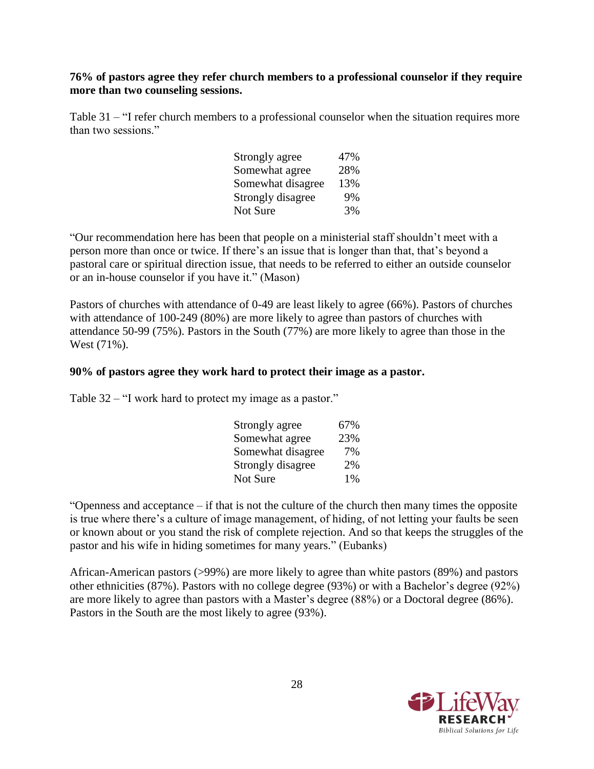**76% of pastors agree they refer church members to a professional counselor if they require more than two counseling sessions.**

Table 31 – "I refer church members to a professional counselor when the situation requires more than two sessions."

| | |
|---|---|
| Strongly agree | 47% |
| Somewhat agree | 28% |
| Somewhat disagree | 13% |
| Strongly disagree | 9% |
| Not Sure | 3% |

"Our recommendation here has been that people on a ministerial staff shouldn't meet with a person more than once or twice. If there's an issue that is longer than that, that's beyond a pastoral care or spiritual direction issue, that needs to be referred to either an outside counselor or an in-house counselor if you have it." (Mason)

Pastors of churches with attendance of 0-49 are least likely to agree (66%). Pastors of churches with attendance of 100-249 (80%) are more likely to agree than pastors of churches with attendance 50-99 (75%). Pastors in the South (77%) are more likely to agree than those in the West (71%).

**90% of pastors agree they work hard to protect their image as a pastor.**

Table 32 – "I work hard to protect my image as a pastor."

| | |
|---|---|
| Strongly agree | 67% |
| Somewhat agree | 23% |
| Somewhat disagree | 7% |
| Strongly disagree | 2% |
| Not Sure | 1% |

"Openness and acceptance – if that is not the culture of the church then many times the opposite is true where there's a culture of image management, of hiding, of not letting your faults be seen or known about or you stand the risk of complete rejection. And so that keeps the struggles of the pastor and his wife in hiding sometimes for many years." (Eubanks)

African-American pastors (>99%) are more likely to agree than white pastors (89%) and pastors other ethnicities (87%). Pastors with no college degree (93%) or with a Bachelor's degree (92%) are more likely to agree than pastors with a Master's degree (88%) or a Doctoral degree (86%). Pastors in the South are the most likely to agree (93%).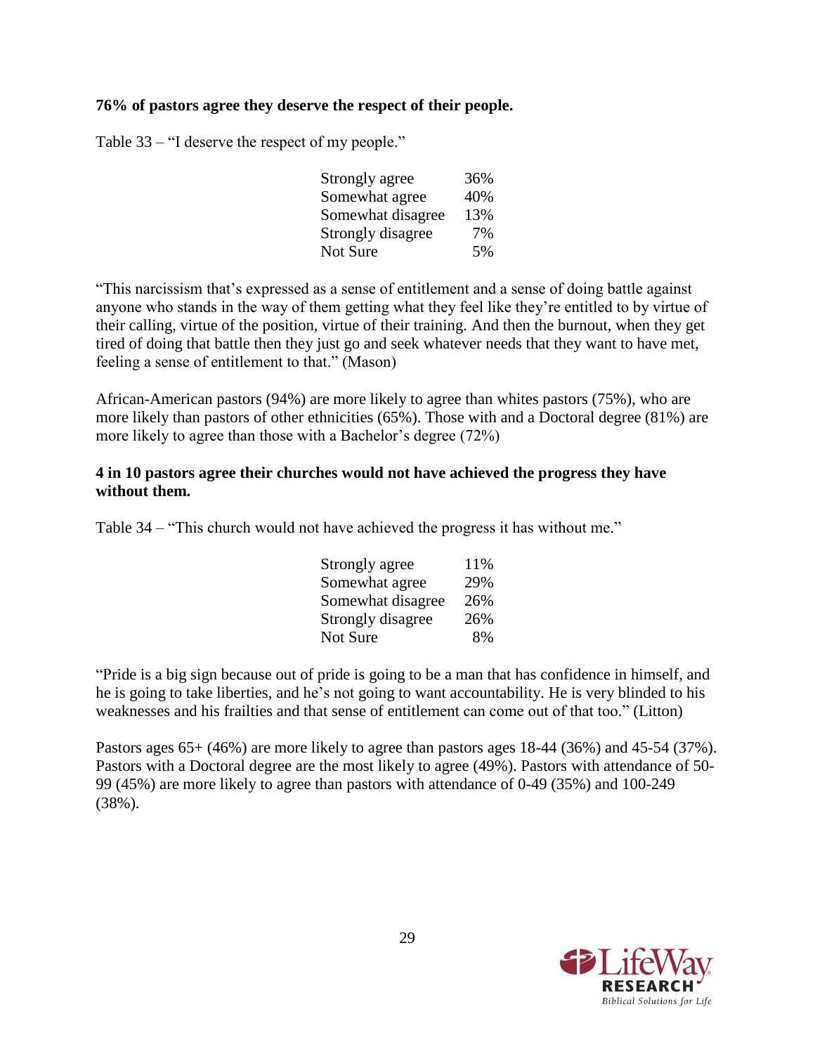**76% of pastors agree they deserve the respect of their people.**

Table 33 – "I deserve the respect of my people."

| | |
|---|---|
| Strongly agree | 36% |
| Somewhat agree | 40% |
| Somewhat disagree | 13% |
| Strongly disagree | 7% |
| Not Sure | 5% |

"This narcissism that's expressed as a sense of entitlement and a sense of doing battle against anyone who stands in the way of them getting what they feel like they're entitled to by virtue of their calling, virtue of the position, virtue of their training. And then the burnout, when they get tired of doing that battle then they just go and seek whatever needs that they want to have met, feeling a sense of entitlement to that." (Mason)

African-American pastors (94%) are more likely to agree than whites pastors (75%), who are more likely than pastors of other ethnicities (65%). Those with and a Doctoral degree (81%) are more likely to agree than those with a Bachelor's degree (72%)

**4 in 10 pastors agree their churches would not have achieved the progress they have without them.**

Table 34 – "This church would not have achieved the progress it has without me."

| | |
|---|---|
| Strongly agree | 11% |
| Somewhat agree | 29% |
| Somewhat disagree | 26% |
| Strongly disagree | 26% |
| Not Sure | 8% |

"Pride is a big sign because out of pride is going to be a man that has confidence in himself, and he is going to take liberties, and he's not going to want accountability. He is very blinded to his weaknesses and his frailties and that sense of entitlement can come out of that too." (Litton)

Pastors ages 65+ (46%) are more likely to agree than pastors ages 18-44 (36%) and 45-54 (37%). Pastors with a Doctoral degree are the most likely to agree (49%). Pastors with attendance of 50-99 (45%) are more likely to agree than pastors with attendance of 0-49 (35%) and 100-249 (38%).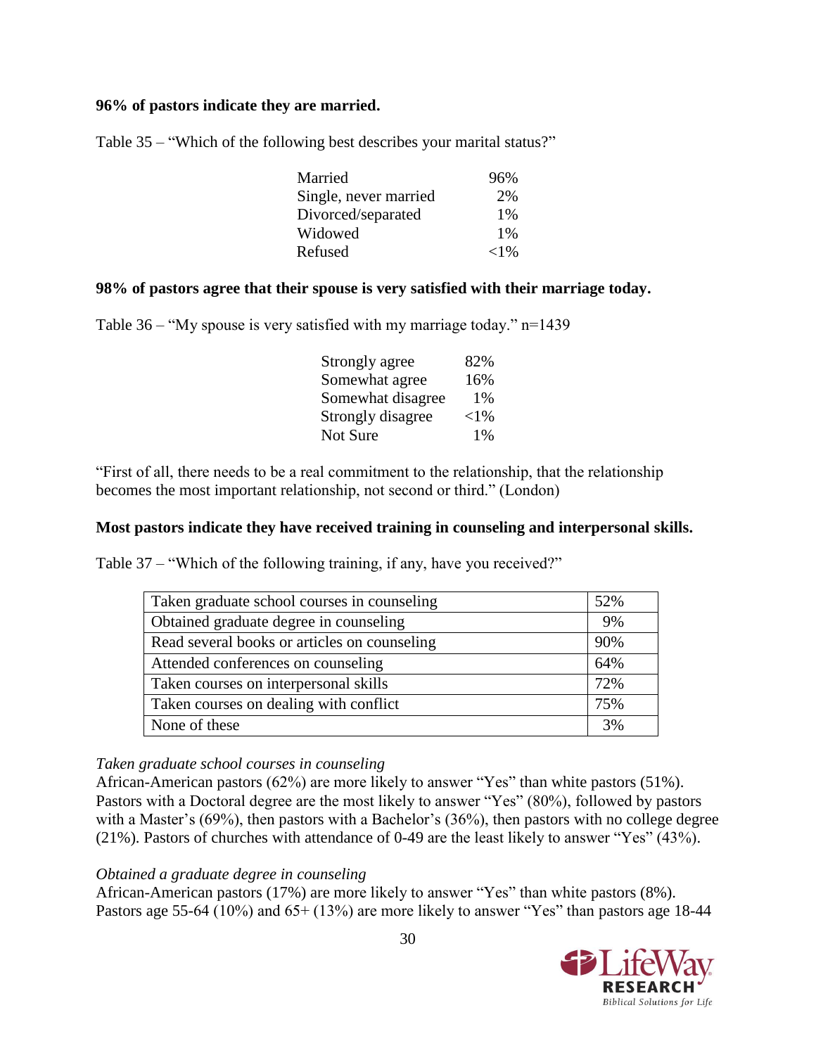**96% of pastors indicate they are married.**

Table 35 – "Which of the following best describes your marital status?"

| | |
|---|---|
| Married | 96% |
| Single, never married | 2% |
| Divorced/separated | 1% |
| Widowed | 1% |
| Refused | <1% |

**98% of pastors agree that their spouse is very satisfied with their marriage today.**

Table 36 – "My spouse is very satisfied with my marriage today." n=1439

| | |
|---|---|
| Strongly agree | 82% |
| Somewhat agree | 16% |
| Somewhat disagree | 1% |
| Strongly disagree | <1% |
| Not Sure | 1% |

"First of all, there needs to be a real commitment to the relationship, that the relationship becomes the most important relationship, not second or third." (London)

**Most pastors indicate they have received training in counseling and interpersonal skills.**

Table 37 – "Which of the following training, if any, have you received?"

| | |
|---|---|
| Taken graduate school courses in counseling | 52% |
| Obtained graduate degree in counseling | 9% |
| Read several books or articles on counseling | 90% |
| Attended conferences on counseling | 64% |
| Taken courses on interpersonal skills | 72% |
| Taken courses on dealing with conflict | 75% |
| None of these | 3% |

*Taken graduate school courses in counseling*
African-American pastors (62%) are more likely to answer "Yes" than white pastors (51%). Pastors with a Doctoral degree are the most likely to answer "Yes" (80%), followed by pastors with a Master's (69%), then pastors with a Bachelor's (36%), then pastors with no college degree (21%). Pastors of churches with attendance of 0-49 are the least likely to answer "Yes" (43%).

*Obtained a graduate degree in counseling*
African-American pastors (17%) are more likely to answer "Yes" than white pastors (8%). Pastors age 55-64 (10%) and 65+ (13%) are more likely to answer "Yes" than pastors age 18-44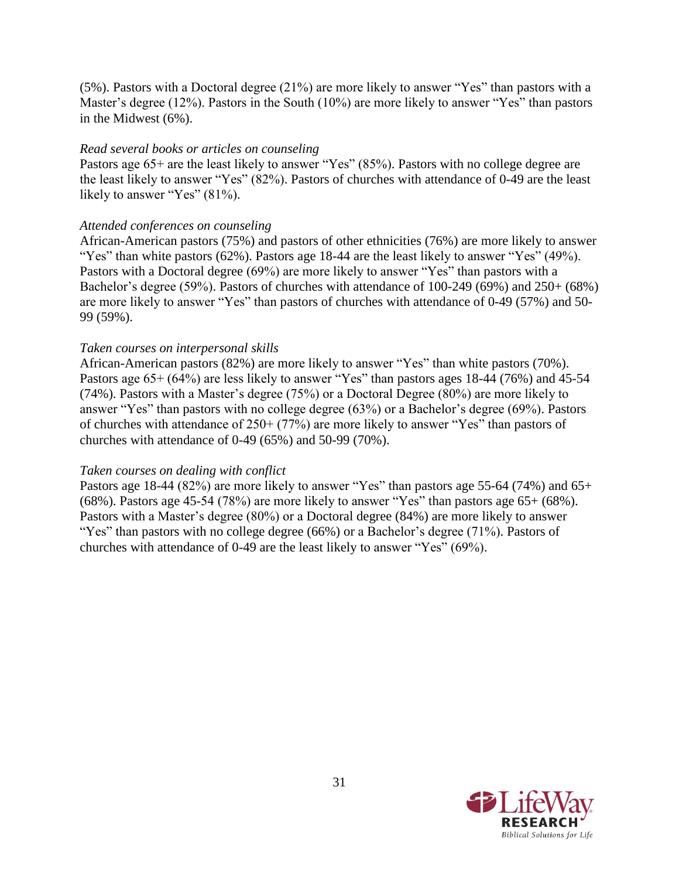(5%). Pastors with a Doctoral degree (21%) are more likely to answer "Yes" than pastors with a Master's degree (12%). Pastors in the South (10%) are more likely to answer "Yes" than pastors in the Midwest (6%).

*Read several books or articles on counseling*
Pastors age 65+ are the least likely to answer "Yes" (85%). Pastors with no college degree are the least likely to answer "Yes" (82%). Pastors of churches with attendance of 0-49 are the least likely to answer "Yes" (81%).

*Attended conferences on counseling*
African-American pastors (75%) and pastors of other ethnicities (76%) are more likely to answer "Yes" than white pastors (62%). Pastors age 18-44 are the least likely to answer "Yes" (49%). Pastors with a Doctoral degree (69%) are more likely to answer "Yes" than pastors with a Bachelor's degree (59%). Pastors of churches with attendance of 100-249 (69%) and 250+ (68%) are more likely to answer "Yes" than pastors of churches with attendance of 0-49 (57%) and 50-99 (59%).

*Taken courses on interpersonal skills*
African-American pastors (82%) are more likely to answer "Yes" than white pastors (70%). Pastors age 65+ (64%) are less likely to answer "Yes" than pastors ages 18-44 (76%) and 45-54 (74%). Pastors with a Master's degree (75%) or a Doctoral Degree (80%) are more likely to answer "Yes" than pastors with no college degree (63%) or a Bachelor's degree (69%). Pastors of churches with attendance of 250+ (77%) are more likely to answer "Yes" than pastors of churches with attendance of 0-49 (65%) and 50-99 (70%).

*Taken courses on dealing with conflict*
Pastors age 18-44 (82%) are more likely to answer "Yes" than pastors age 55-64 (74%) and 65+ (68%). Pastors age 45-54 (78%) are more likely to answer "Yes" than pastors age 65+ (68%). Pastors with a Master's degree (80%) or a Doctoral degree (84%) are more likely to answer "Yes" than pastors with no college degree (66%) or a Bachelor's degree (71%). Pastors of churches with attendance of 0-49 are the least likely to answer "Yes" (69%).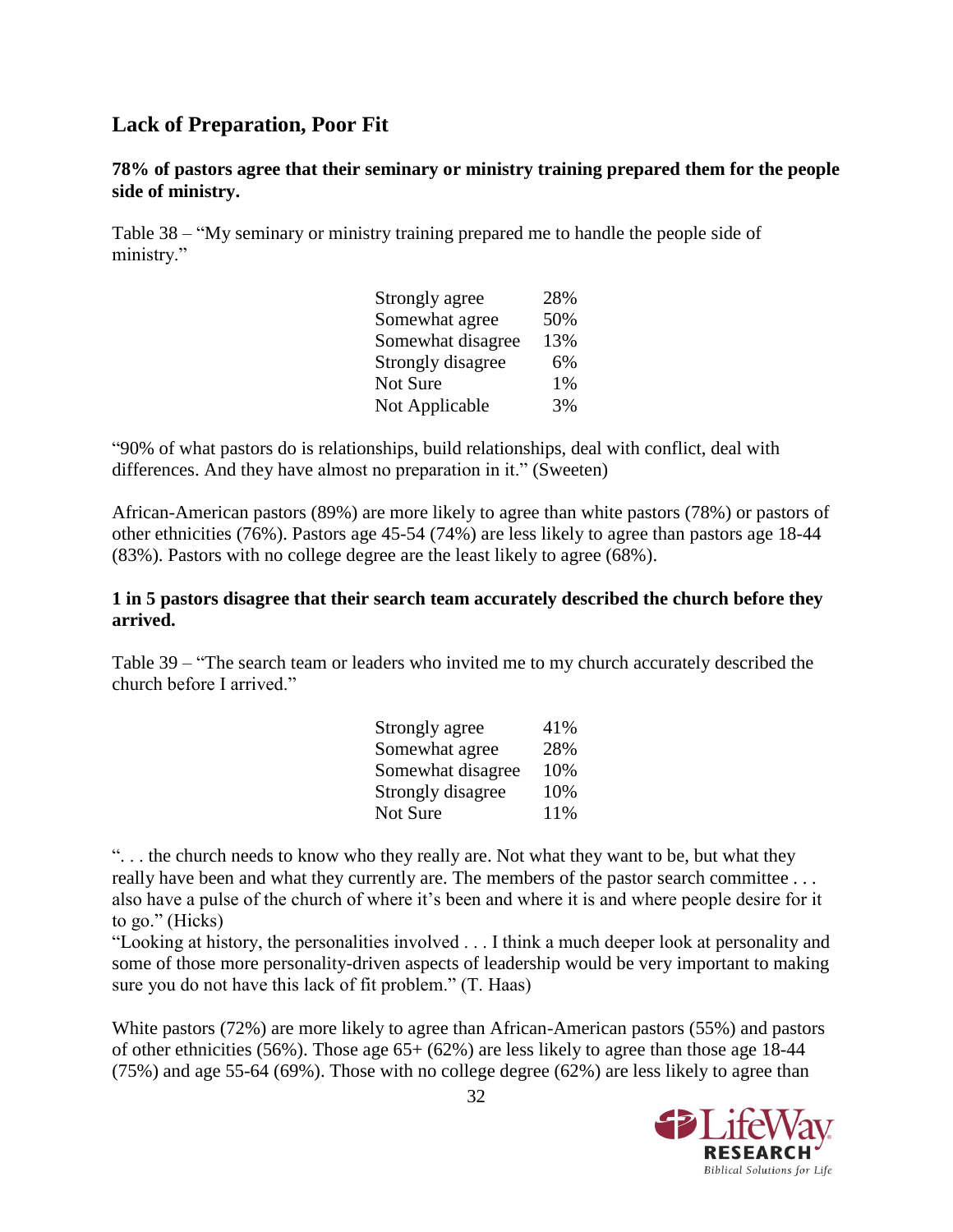## Lack of Preparation, Poor Fit

**78% of pastors agree that their seminary or ministry training prepared them for the people side of ministry.**

Table 38 – "My seminary or ministry training prepared me to handle the people side of ministry."

| | |
|---|---|
| Strongly agree | 28% |
| Somewhat agree | 50% |
| Somewhat disagree | 13% |
| Strongly disagree | 6% |
| Not Sure | 1% |
| Not Applicable | 3% |

"90% of what pastors do is relationships, build relationships, deal with conflict, deal with differences. And they have almost no preparation in it." (Sweeten)

African-American pastors (89%) are more likely to agree than white pastors (78%) or pastors of other ethnicities (76%). Pastors age 45-54 (74%) are less likely to agree than pastors age 18-44 (83%). Pastors with no college degree are the least likely to agree (68%).

**1 in 5 pastors disagree that their search team accurately described the church before they arrived.**

Table 39 – "The search team or leaders who invited me to my church accurately described the church before I arrived."

| | |
|---|---|
| Strongly agree | 41% |
| Somewhat agree | 28% |
| Somewhat disagree | 10% |
| Strongly disagree | 10% |
| Not Sure | 11% |

". . . the church needs to know who they really are. Not what they want to be, but what they really have been and what they currently are. The members of the pastor search committee . . . also have a pulse of the church of where it's been and where it is and where people desire for it to go." (Hicks)

"Looking at history, the personalities involved . . . I think a much deeper look at personality and some of those more personality-driven aspects of leadership would be very important to making sure you do not have this lack of fit problem." (T. Haas)

White pastors (72%) are more likely to agree than African-American pastors (55%) and pastors of other ethnicities (56%). Those age 65+ (62%) are less likely to agree than those age 18-44 (75%) and age 55-64 (69%). Those with no college degree (62%) are less likely to agree than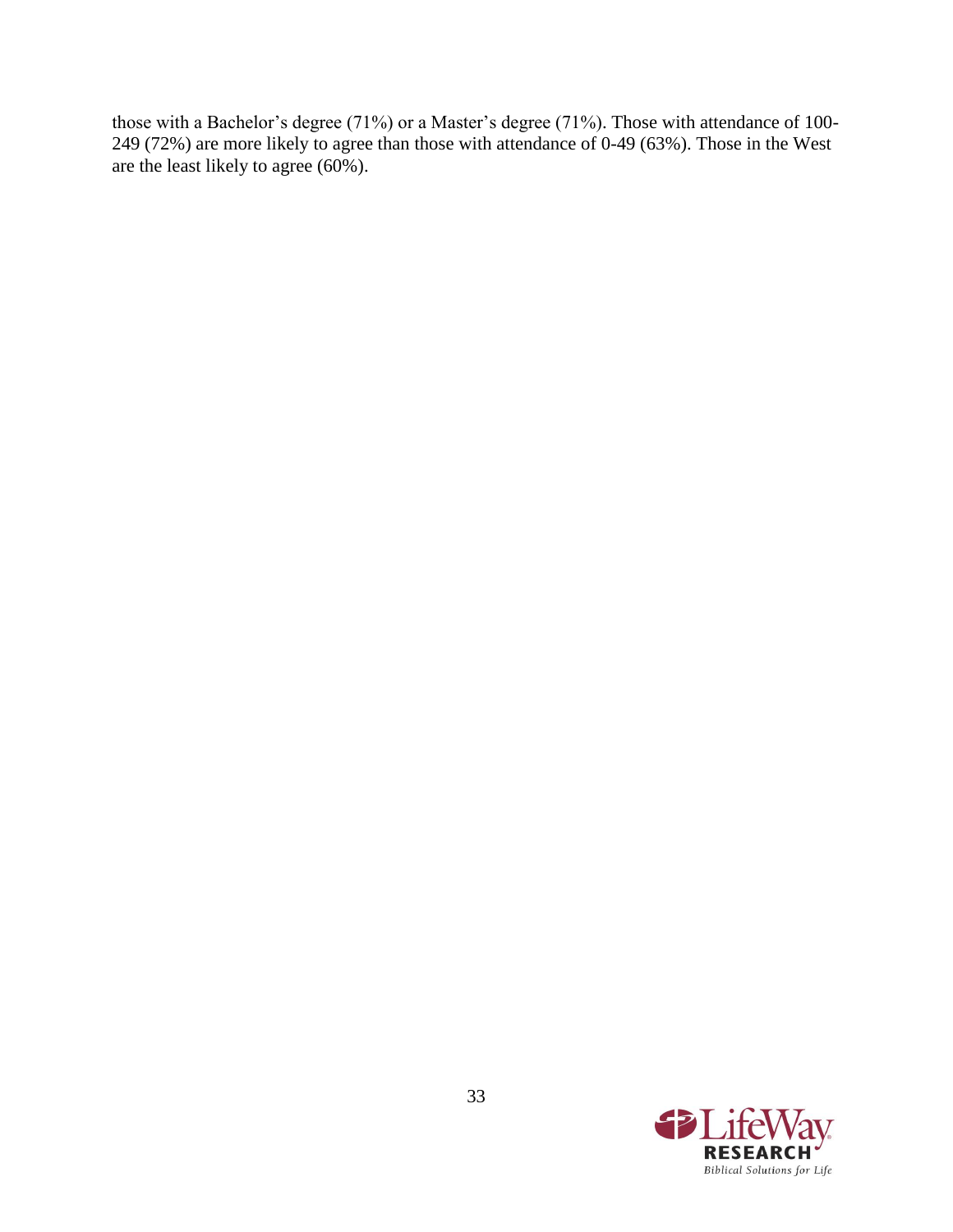those with a Bachelor's degree (71%) or a Master's degree (71%). Those with attendance of 100-249 (72%) are more likely to agree than those with attendance of 0-49 (63%). Those in the West are the least likely to agree (60%).